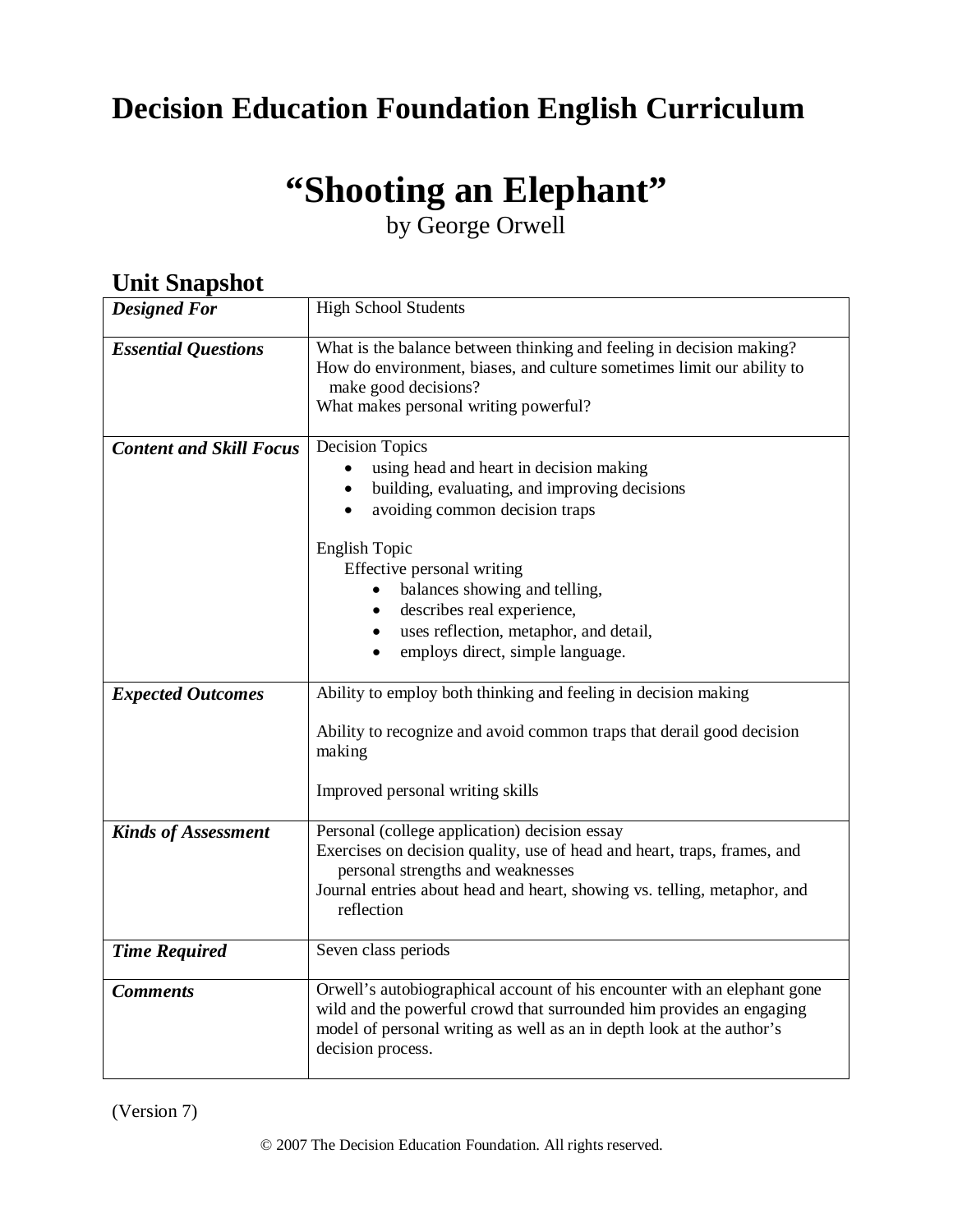# Decision Education Foundation English Curriculum

# "Shooting an Elephant"

by George Orwell

## Unit Snapshot

| | |
|---|---|
| ***Designed For*** | High School Students |
| ***Essential Questions*** | What is the balance between thinking and feeling in decision making?<br>How do environment, biases, and culture sometimes limit our ability to make good decisions?<br>What makes personal writing powerful? |
| ***Content and Skill Focus*** | Decision Topics<br>• using head and heart in decision making<br>• building, evaluating, and improving decisions<br>• avoiding common decision traps<br><br>English Topic<br>Effective personal writing<br>• balances showing and telling,<br>• describes real experience,<br>• uses reflection, metaphor, and detail,<br>• employs direct, simple language. |
| ***Expected Outcomes*** | Ability to employ both thinking and feeling in decision making<br><br>Ability to recognize and avoid common traps that derail good decision making<br><br>Improved personal writing skills |
| ***Kinds of Assessment*** | Personal (college application) decision essay<br>Exercises on decision quality, use of head and heart, traps, frames, and personal strengths and weaknesses<br>Journal entries about head and heart, showing vs. telling, metaphor, and reflection |
| ***Time Required*** | Seven class periods |
| ***Comments*** | Orwell's autobiographical account of his encounter with an elephant gone wild and the powerful crowd that surrounded him provides an engaging model of personal writing as well as an in depth look at the author's decision process. |

(Version 7)

© 2007 The Decision Education Foundation. All rights reserved.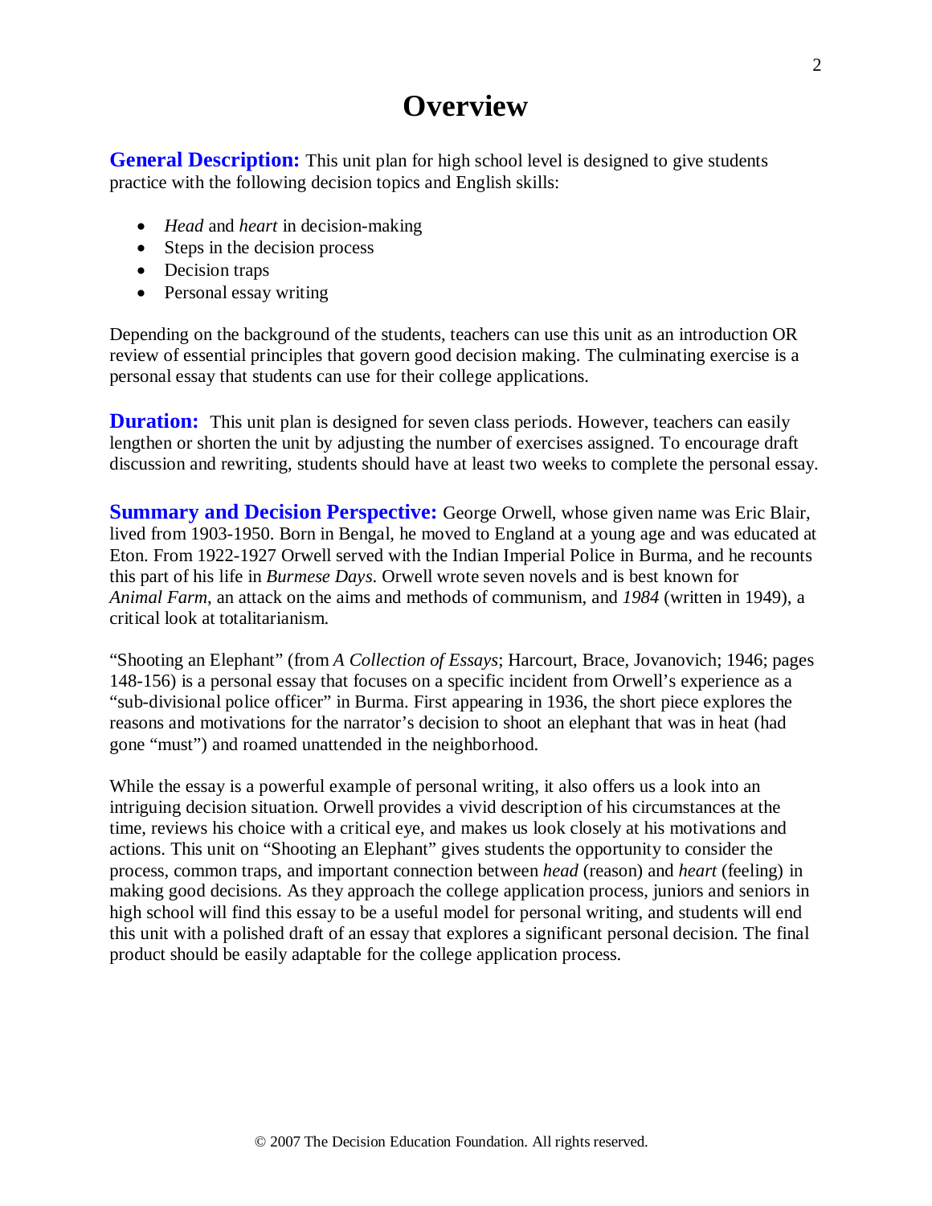# Overview

**General Description:** This unit plan for high school level is designed to give students practice with the following decision topics and English skills:

- *Head* and *heart* in decision-making
- Steps in the decision process
- Decision traps
- Personal essay writing

Depending on the background of the students, teachers can use this unit as an introduction OR review of essential principles that govern good decision making. The culminating exercise is a personal essay that students can use for their college applications.

**Duration:** This unit plan is designed for seven class periods. However, teachers can easily lengthen or shorten the unit by adjusting the number of exercises assigned. To encourage draft discussion and rewriting, students should have at least two weeks to complete the personal essay.

**Summary and Decision Perspective:** George Orwell, whose given name was Eric Blair, lived from 1903-1950. Born in Bengal, he moved to England at a young age and was educated at Eton. From 1922-1927 Orwell served with the Indian Imperial Police in Burma, and he recounts this part of his life in *Burmese Days*. Orwell wrote seven novels and is best known for *Animal Farm*, an attack on the aims and methods of communism, and *1984* (written in 1949), a critical look at totalitarianism.

"Shooting an Elephant" (from *A Collection of Essays*; Harcourt, Brace, Jovanovich; 1946; pages 148-156) is a personal essay that focuses on a specific incident from Orwell's experience as a "sub-divisional police officer" in Burma. First appearing in 1936, the short piece explores the reasons and motivations for the narrator's decision to shoot an elephant that was in heat (had gone "must") and roamed unattended in the neighborhood.

While the essay is a powerful example of personal writing, it also offers us a look into an intriguing decision situation. Orwell provides a vivid description of his circumstances at the time, reviews his choice with a critical eye, and makes us look closely at his motivations and actions. This unit on "Shooting an Elephant" gives students the opportunity to consider the process, common traps, and important connection between *head* (reason) and *heart* (feeling) in making good decisions. As they approach the college application process, juniors and seniors in high school will find this essay to be a useful model for personal writing, and students will end this unit with a polished draft of an essay that explores a significant personal decision. The final product should be easily adaptable for the college application process.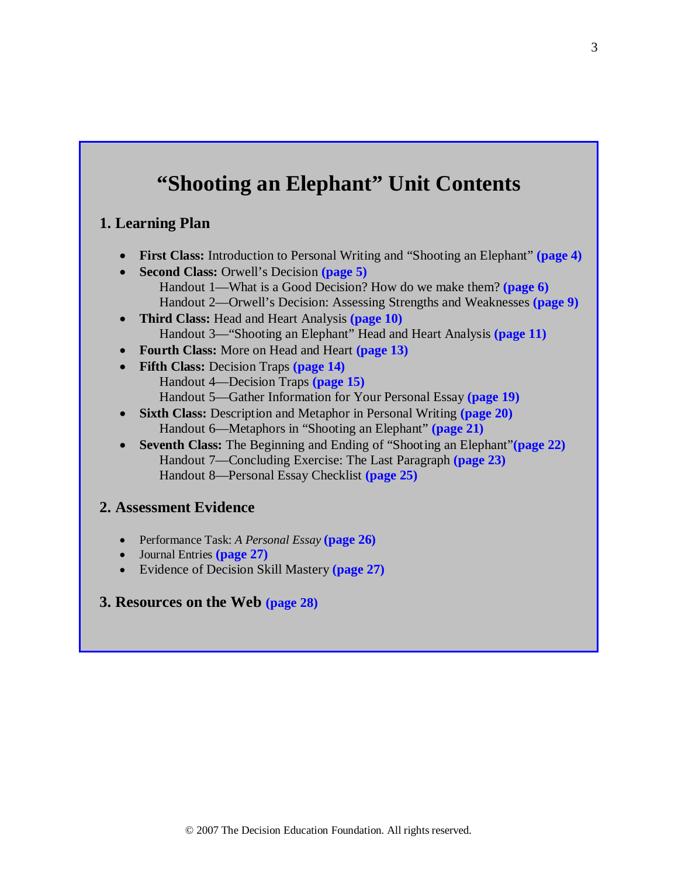# "Shooting an Elephant" Unit Contents

## 1. Learning Plan

- **First Class:** Introduction to Personal Writing and "Shooting an Elephant" **(page 4)**
- **Second Class:** Orwell's Decision **(page 5)**
  - Handout 1—What is a Good Decision? How do we make them? **(page 6)**
  - Handout 2—Orwell's Decision: Assessing Strengths and Weaknesses **(page 9)**
- **Third Class:** Head and Heart Analysis **(page 10)**
  - Handout 3—"Shooting an Elephant" Head and Heart Analysis **(page 11)**
- **Fourth Class:** More on Head and Heart **(page 13)**
- **Fifth Class:** Decision Traps **(page 14)**
  - Handout 4—Decision Traps **(page 15)**
  - Handout 5—Gather Information for Your Personal Essay **(page 19)**
- **Sixth Class:** Description and Metaphor in Personal Writing **(page 20)**
  - Handout 6—Metaphors in "Shooting an Elephant" **(page 21)**
- **Seventh Class:** The Beginning and Ending of "Shooting an Elephant" **(page 22)**
  - Handout 7—Concluding Exercise: The Last Paragraph **(page 23)**
  - Handout 8—Personal Essay Checklist **(page 25)**

## 2. Assessment Evidence

- Performance Task: *A Personal Essay* **(page 26)**
- Journal Entries **(page 27)**
- Evidence of Decision Skill Mastery **(page 27)**

## 3. Resources on the Web (page 28)

© 2007 The Decision Education Foundation. All rights reserved.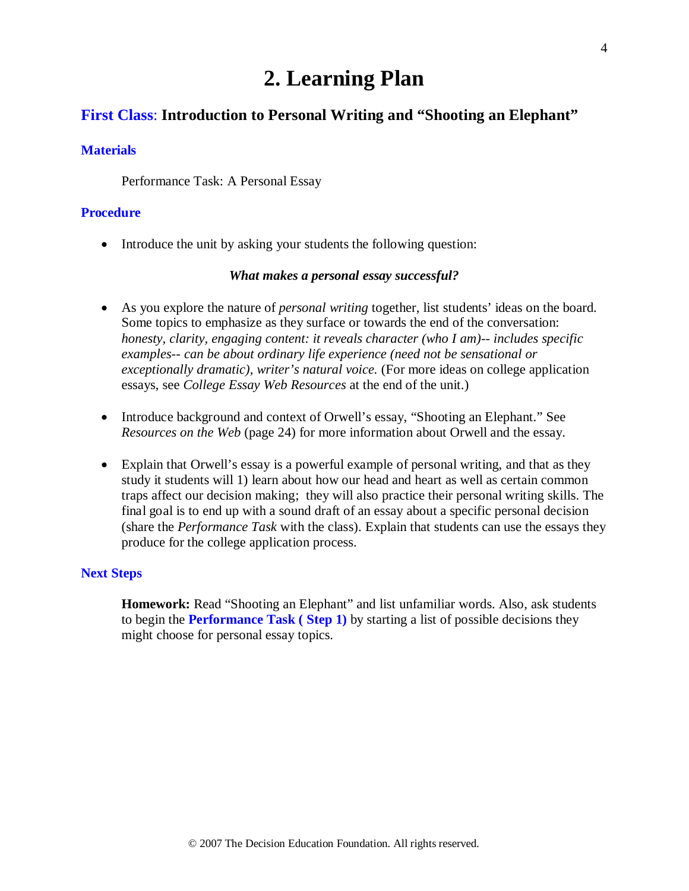# 2. Learning Plan

## First Class: Introduction to Personal Writing and "Shooting an Elephant"

### Materials

Performance Task: A Personal Essay

### Procedure

- Introduce the unit by asking your students the following question:

***What makes a personal essay successful?***

- As you explore the nature of *personal writing* together, list students' ideas on the board. Some topics to emphasize as they surface or towards the end of the conversation: *honesty, clarity, engaging content: it reveals character (who I am)-- includes specific examples-- can be about ordinary life experience (need not be sensational or exceptionally dramatic), writer's natural voice.* (For more ideas on college application essays, see *College Essay Web Resources* at the end of the unit.)

- Introduce background and context of Orwell's essay, "Shooting an Elephant." See *Resources on the Web* (page 24) for more information about Orwell and the essay.

- Explain that Orwell's essay is a powerful example of personal writing, and that as they study it students will 1) learn about how our head and heart as well as certain common traps affect our decision making; they will also practice their personal writing skills. The final goal is to end up with a sound draft of an essay about a specific personal decision (share the *Performance Task* with the class). Explain that students can use the essays they produce for the college application process.

### Next Steps

**Homework:** Read "Shooting an Elephant" and list unfamiliar words. Also, ask students to begin the **Performance Task ( Step 1)** by starting a list of possible decisions they might choose for personal essay topics.

© 2007 The Decision Education Foundation. All rights reserved.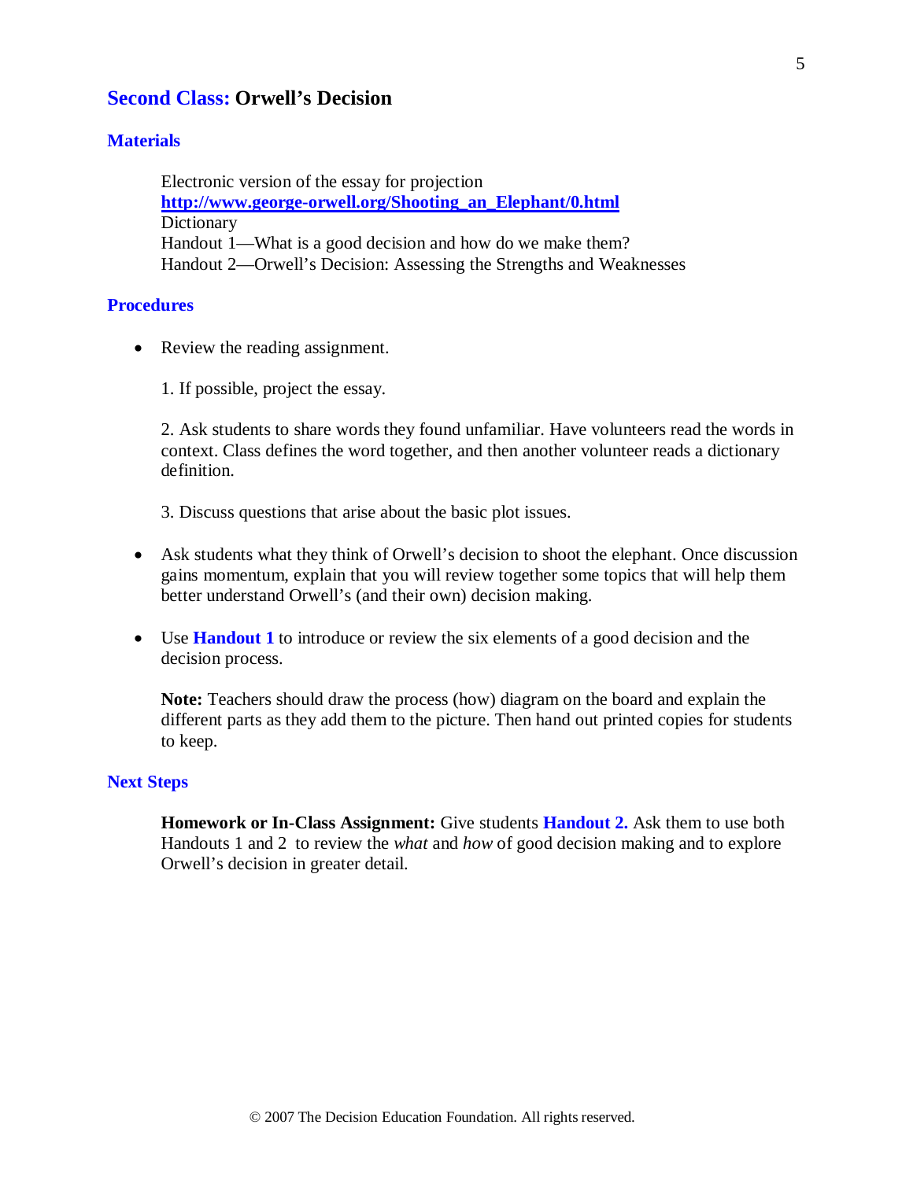## Second Class: Orwell's Decision

### Materials

Electronic version of the essay for projection
**http://www.george-orwell.org/Shooting_an_Elephant/0.html**
Dictionary
Handout 1—What is a good decision and how do we make them?
Handout 2—Orwell's Decision: Assessing the Strengths and Weaknesses

### Procedures

- Review the reading assignment.

  1. If possible, project the essay.

  2. Ask students to share words they found unfamiliar. Have volunteers read the words in context. Class defines the word together, and then another volunteer reads a dictionary definition.

  3. Discuss questions that arise about the basic plot issues.

- Ask students what they think of Orwell's decision to shoot the elephant. Once discussion gains momentum, explain that you will review together some topics that will help them better understand Orwell's (and their own) decision making.

- Use **Handout 1** to introduce or review the six elements of a good decision and the decision process.

  **Note:** Teachers should draw the process (how) diagram on the board and explain the different parts as they add them to the picture. Then hand out printed copies for students to keep.

### Next Steps

**Homework or In-Class Assignment:** Give students **Handout 2.** Ask them to use both Handouts 1 and 2 to review the *what* and *how* of good decision making and to explore Orwell's decision in greater detail.

© 2007 The Decision Education Foundation. All rights reserved.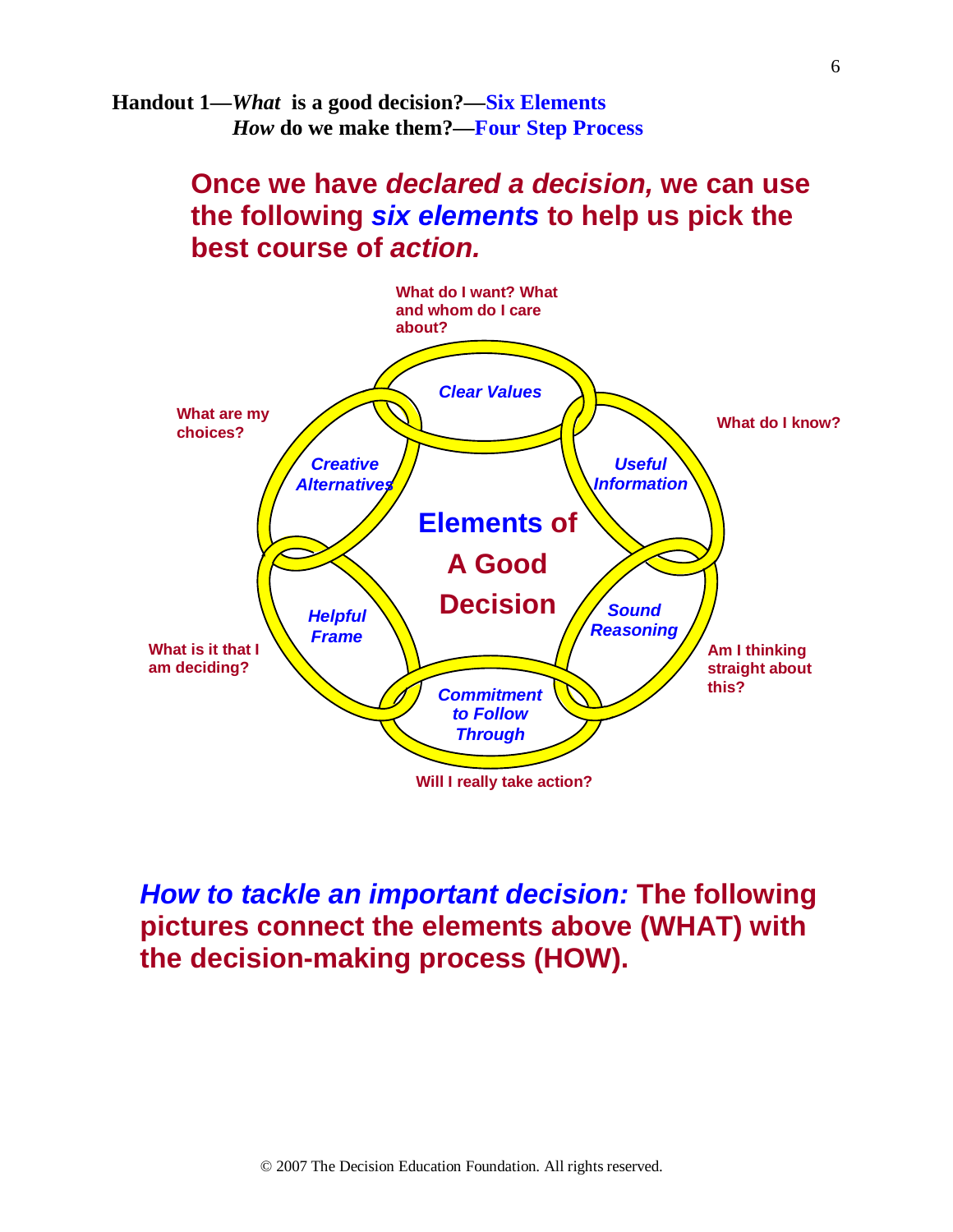**Handout 1—*What* is a good decision?—Six Elements**
***How* do we make them?—Four Step Process**

## Once we have *declared a decision,* we can use the following *six elements* to help us pick the best course of *action.*

**Elements of A Good Decision**

- ***Clear Values*** — What do I want? What and whom do I care about?
- ***Useful Information*** — What do I know?
- ***Sound Reasoning*** — Am I thinking straight about this?
- ***Commitment to Follow Through*** — Will I really take action?
- ***Helpful Frame*** — What is it that I am deciding?
- ***Creative Alternatives*** — What are my choices?

## *How to tackle an important decision:* The following pictures connect the elements above (WHAT) with the decision-making process (HOW).

© 2007 The Decision Education Foundation. All rights reserved.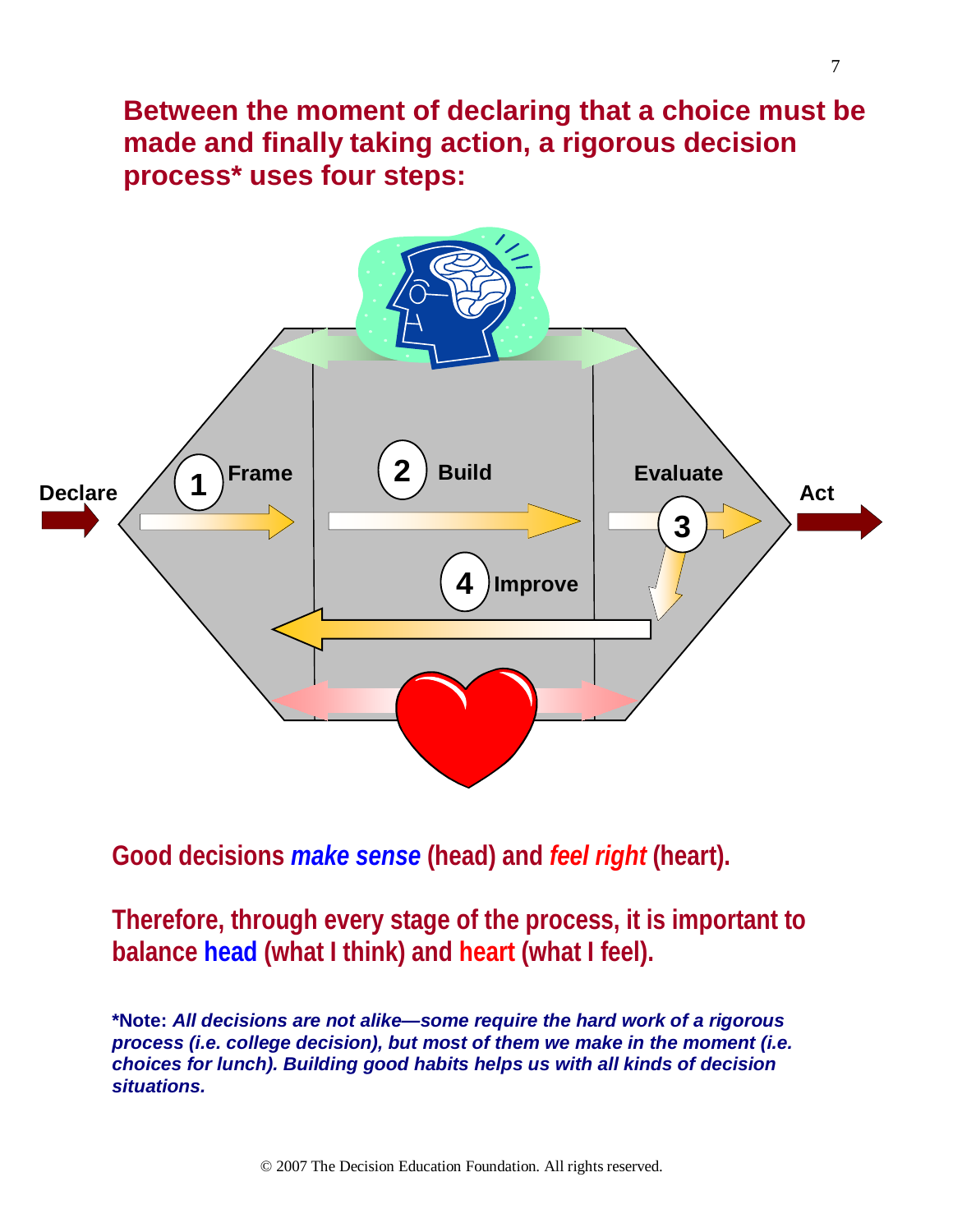## Between the moment of declaring that a choice must be made and finally taking action, a rigorous decision process* uses four steps:

Declare → 1 Frame → 2 Build → 3 Evaluate → Act

4 Improve

**Good decisions *make sense* (head) and *feel right* (heart).**

**Therefore, through every stage of the process, it is important to balance head (what I think) and heart (what I feel).**

***Note:** ***All decisions are not alike—some require the hard work of a rigorous process (i.e. college decision), but most of them we make in the moment (i.e. choices for lunch). Building good habits helps us with all kinds of decision situations.***

© 2007 The Decision Education Foundation. All rights reserved.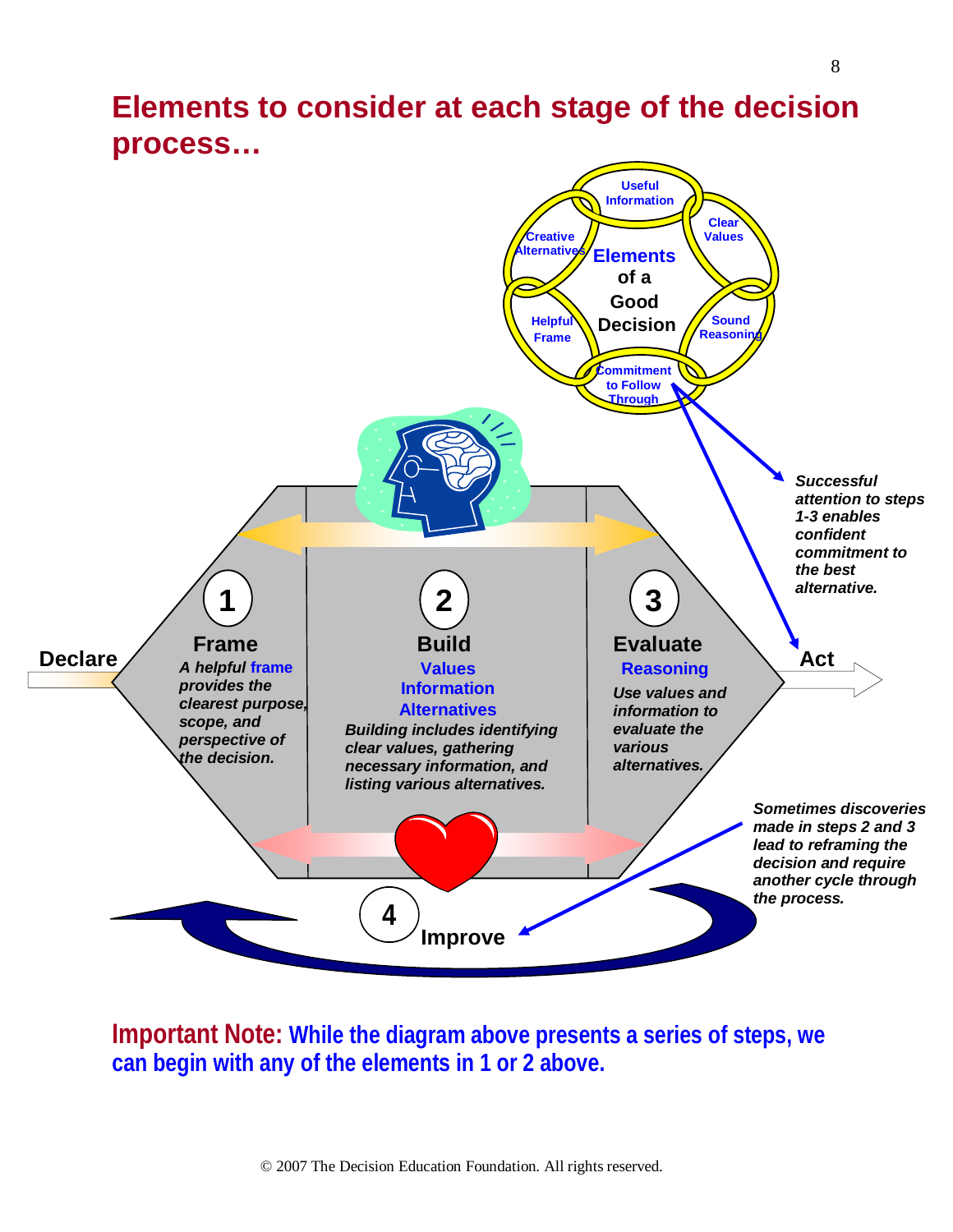# Elements to consider at each stage of the decision process…

Useful Information

Clear Values

Sound Reasoning

Commitment to Follow Through

Helpful Frame

Creative Alternatives

**Elements of a Good Decision**

*Successful attention to steps 1-3 enables confident commitment to the best alternative.*

**Declare**

**1 Frame**

*A helpful frame provides the clearest purpose, scope, and perspective of the decision.*

**2 Build**

Values
Information
Alternatives

*Building includes identifying clear values, gathering necessary information, and listing various alternatives.*

**3 Evaluate**

Reasoning

*Use values and information to evaluate the various alternatives.*

**Act**

*Sometimes discoveries made in steps 2 and 3 lead to reframing the decision and require another cycle through the process.*

**4 Improve**

**Important Note:** While the diagram above presents a series of steps, we can begin with any of the elements in 1 or 2 above.

© 2007 The Decision Education Foundation. All rights reserved.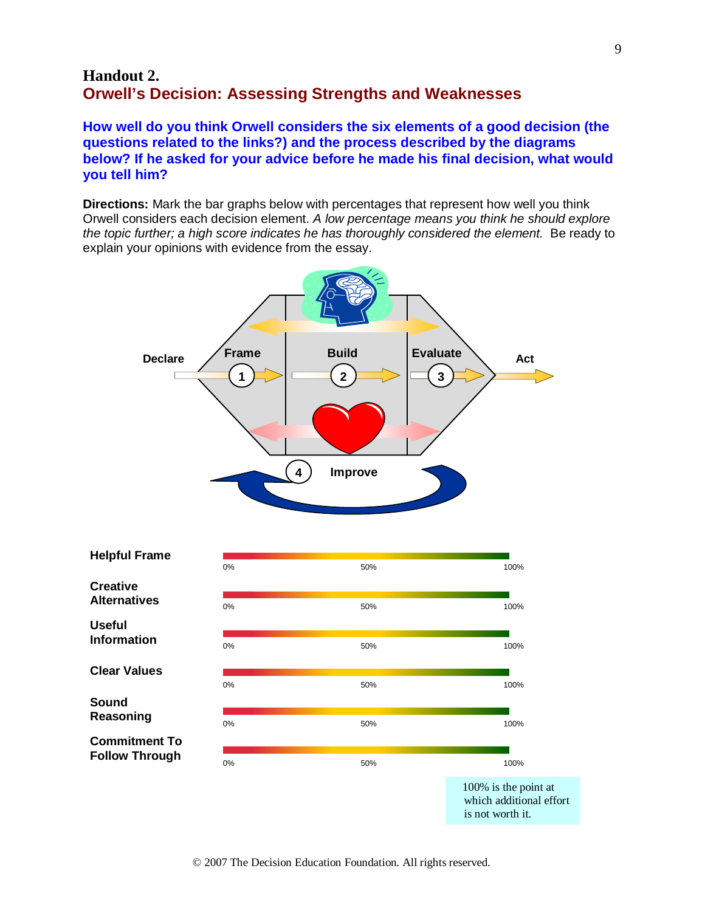## Handout 2.

## Orwell's Decision: Assessing Strengths and Weaknesses

**How well do you think Orwell considers the six elements of a good decision (the questions related to the links?) and the process described by the diagrams below? If he asked for your advice before he made his final decision, what would you tell him?**

**Directions:** Mark the bar graphs below with percentages that represent how well you think Orwell considers each decision element. *A low percentage means you think he should explore the topic further; a high score indicates he has thoroughly considered the element.* Be ready to explain your opinions with evidence from the essay.

Declare — Frame (1) — Build (2) — Evaluate (3) — Act

(4) Improve

| Element | 0% | 50% | 100% |
|---|---|---|---|
| **Helpful Frame** | | | |
| **Creative Alternatives** | | | |
| **Useful Information** | | | |
| **Clear Values** | | | |
| **Sound Reasoning** | | | |
| **Commitment To Follow Through** | | | |

100% is the point at which additional effort is not worth it.

© 2007 The Decision Education Foundation. All rights reserved.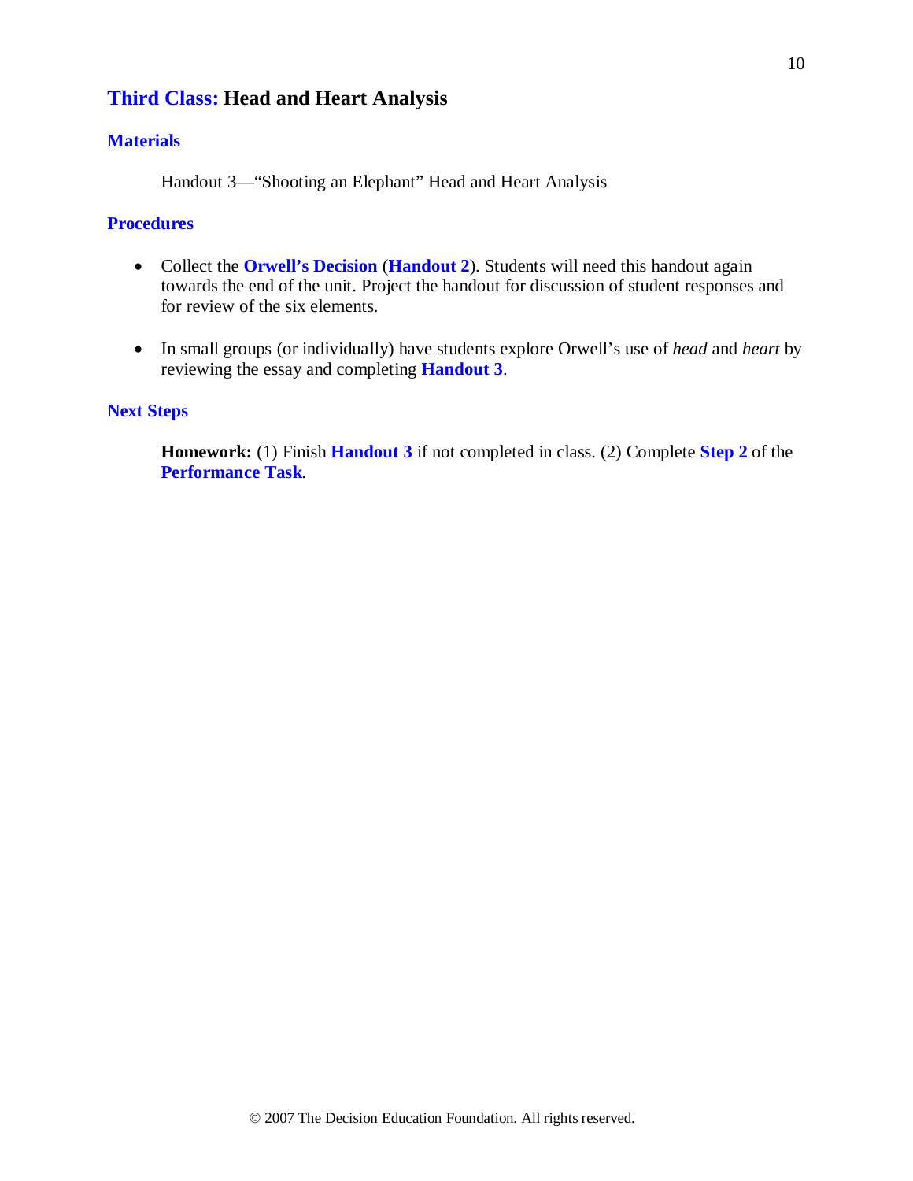## Third Class: Head and Heart Analysis

### Materials

Handout 3—"Shooting an Elephant" Head and Heart Analysis

### Procedures

- Collect the **Orwell's Decision** (**Handout 2**). Students will need this handout again towards the end of the unit. Project the handout for discussion of student responses and for review of the six elements.

- In small groups (or individually) have students explore Orwell's use of *head* and *heart* by reviewing the essay and completing **Handout 3**.

### Next Steps

**Homework:** (1) Finish **Handout 3** if not completed in class. (2) Complete **Step 2** of the **Performance Task**.

© 2007 The Decision Education Foundation. All rights reserved.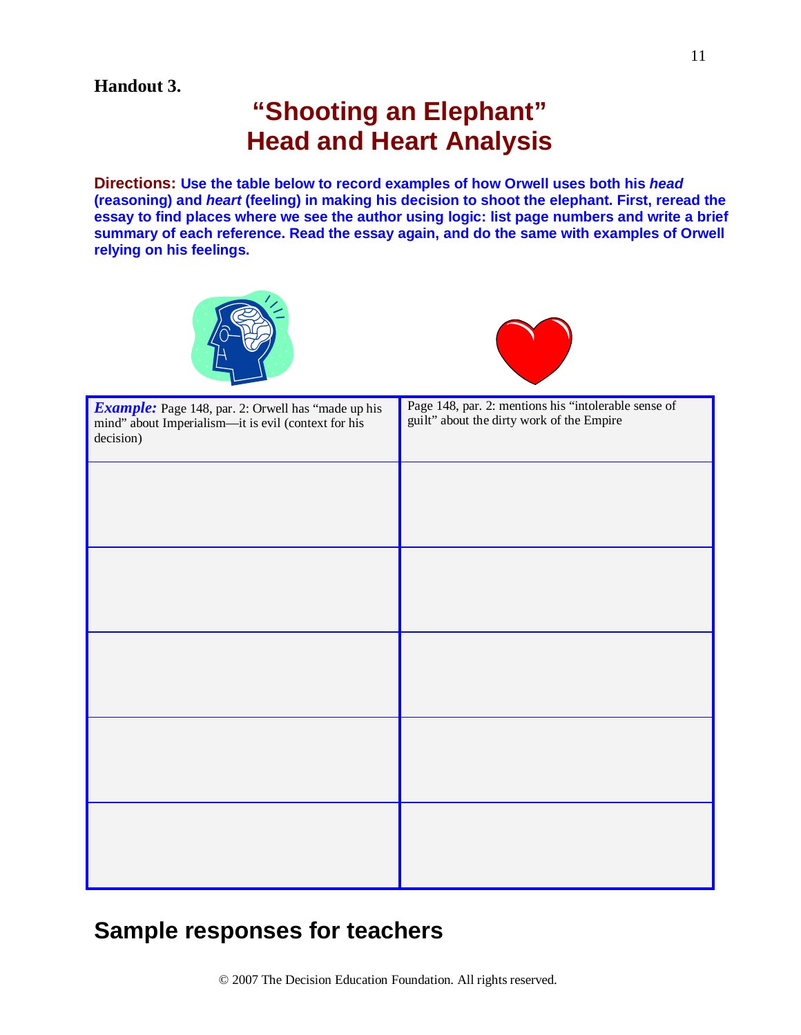**Handout 3.**

# "Shooting an Elephant"
# Head and Heart Analysis

**Directions: Use the table below to record examples of how Orwell uses both his *head* (reasoning) and *heart* (feeling) in making his decision to shoot the elephant. First, reread the essay to find places where we see the author using logic: list page numbers and write a brief summary of each reference. Read the essay again, and do the same with examples of Orwell relying on his feelings.**

| Head | Heart |
|---|---|
| ***Example:*** Page 148, par. 2: Orwell has "made up his mind" about Imperialism—it is evil (context for his decision) | Page 148, par. 2: mentions his "intolerable sense of guilt" about the dirty work of the Empire |
| | |
| | |
| | |
| | |
| | |

## Sample responses for teachers

© 2007 The Decision Education Foundation. All rights reserved.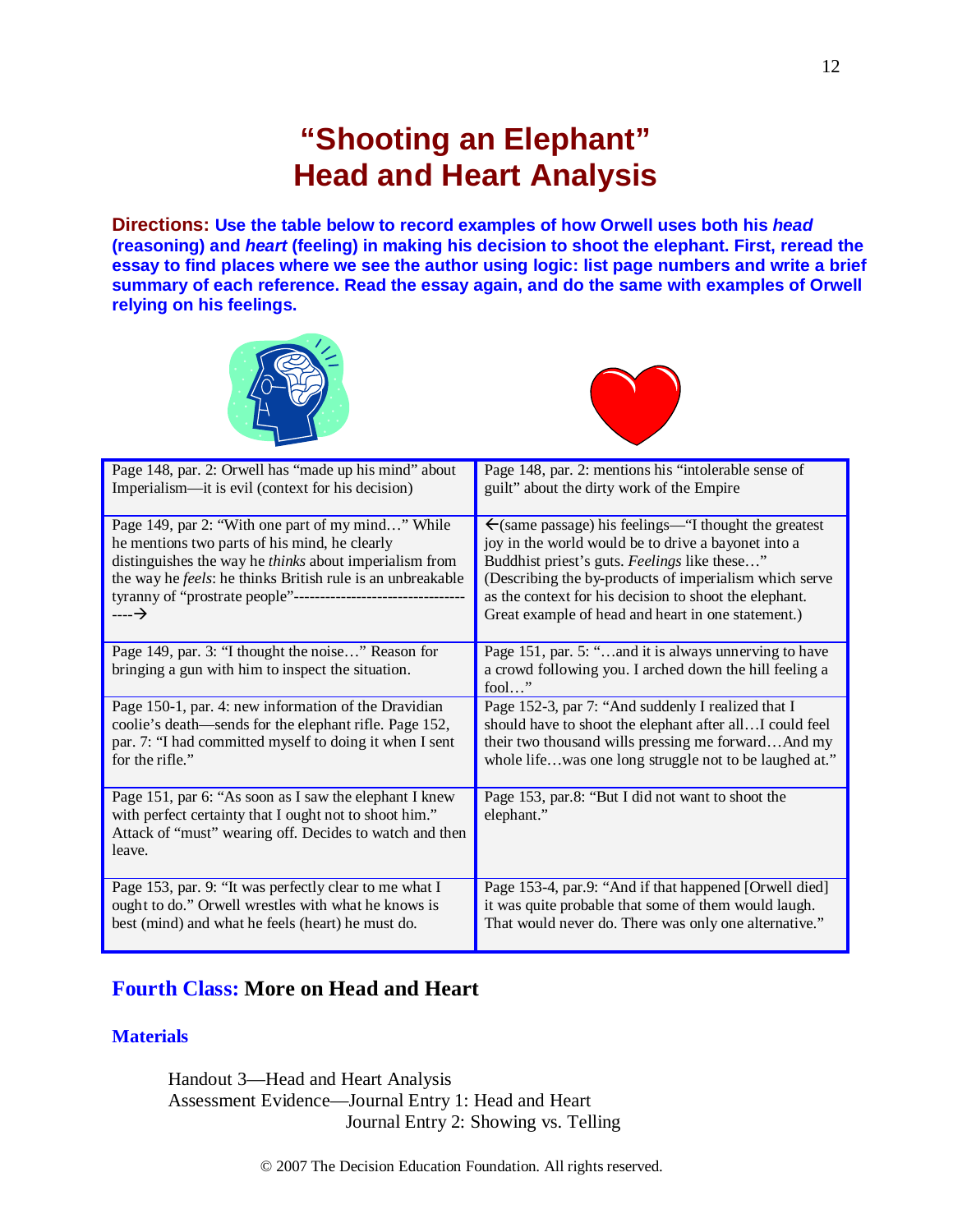# "Shooting an Elephant"
# Head and Heart Analysis

**Directions: Use the table below to record examples of how Orwell uses both his *head* (reasoning) and *heart* (feeling) in making his decision to shoot the elephant. First, reread the essay to find places where we see the author using logic: list page numbers and write a brief summary of each reference. Read the essay again, and do the same with examples of Orwell relying on his feelings.**

| Head | Heart |
|---|---|
| Page 148, par. 2: Orwell has "made up his mind" about Imperialism—it is evil (context for his decision) | Page 148, par. 2: mentions his "intolerable sense of guilt" about the dirty work of the Empire |
| Page 149, par 2: "With one part of my mind…" While he mentions two parts of his mind, he clearly distinguishes the way he *thinks* about imperialism from the way he *feels*: he thinks British rule is an unbreakable tyranny of "prostrate people"-------------------------------------→ | ←(same passage) his feelings—"I thought the greatest joy in the world would be to drive a bayonet into a Buddhist priest's guts. *Feelings* like these…" (Describing the by-products of imperialism which serve as the context for his decision to shoot the elephant. Great example of head and heart in one statement.) |
| Page 149, par. 3: "I thought the noise…" Reason for bringing a gun with him to inspect the situation. | Page 151, par. 5: "…and it is always unnerving to have a crowd following you. I arched down the hill feeling a fool…" |
| Page 150-1, par. 4: new information of the Dravidian coolie's death—sends for the elephant rifle. Page 152, par. 7: "I had committed myself to doing it when I sent for the rifle." | Page 152-3, par 7: "And suddenly I realized that I should have to shoot the elephant after all…I could feel their two thousand wills pressing me forward…And my whole life…was one long struggle not to be laughed at." |
| Page 151, par 6: "As soon as I saw the elephant I knew with perfect certainty that I ought not to shoot him." Attack of "must" wearing off. Decides to watch and then leave. | Page 153, par.8: "But I did not want to shoot the elephant." |
| Page 153, par. 9: "It was perfectly clear to me what I ought to do." Orwell wrestles with what he knows is best (mind) and what he feels (heart) he must do. | Page 153-4, par.9: "And if that happened [Orwell died] it was quite probable that some of them would laugh. That would never do. There was only one alternative." |

## Fourth Class: More on Head and Heart

### Materials

Handout 3—Head and Heart Analysis
Assessment Evidence—Journal Entry 1: Head and Heart
Journal Entry 2: Showing vs. Telling

© 2007 The Decision Education Foundation. All rights reserved.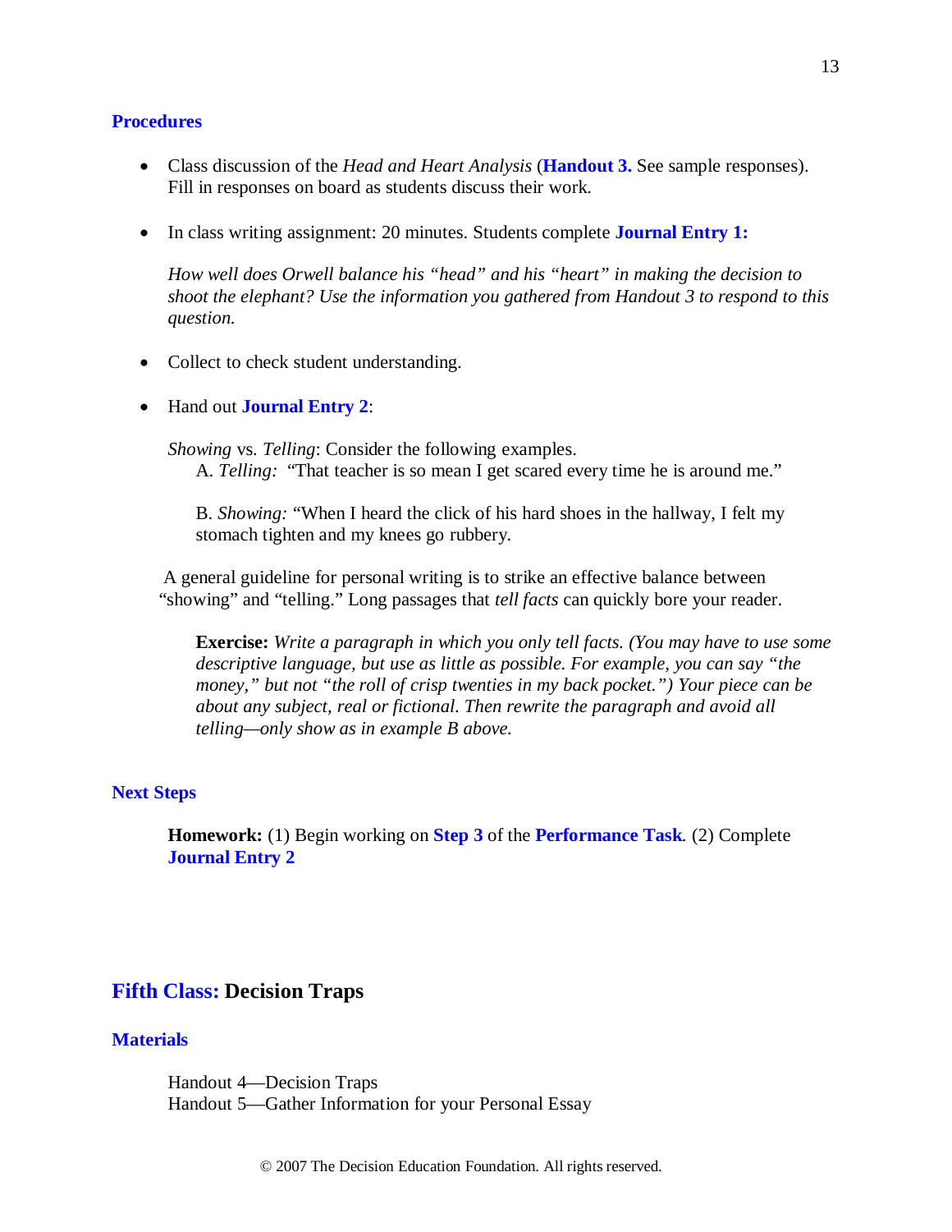### Procedures

- Class discussion of the *Head and Heart Analysis* (**Handout 3.** See sample responses). Fill in responses on board as students discuss their work.

- In class writing assignment: 20 minutes. Students complete **Journal Entry 1:**

  *How well does Orwell balance his "head" and his "heart" in making the decision to shoot the elephant? Use the information you gathered from Handout 3 to respond to this question.*

- Collect to check student understanding.

- Hand out **Journal Entry 2**:

  *Showing* vs. *Telling*: Consider the following examples.

  A. *Telling:* "That teacher is so mean I get scared every time he is around me."

  B. *Showing:* "When I heard the click of his hard shoes in the hallway, I felt my stomach tighten and my knees go rubbery.

  A general guideline for personal writing is to strike an effective balance between "showing" and "telling." Long passages that *tell facts* can quickly bore your reader.

  **Exercise:** *Write a paragraph in which you only tell facts. (You may have to use some descriptive language, but use as little as possible. For example, you can say "the money," but not "the roll of crisp twenties in my back pocket.") Your piece can be about any subject, real or fictional. Then rewrite the paragraph and avoid all telling—only show as in example B above.*

### Next Steps

**Homework:** (1) Begin working on **Step 3** of the **Performance Task**. (2) Complete **Journal Entry 2**

## Fifth Class: Decision Traps

### Materials

Handout 4—Decision Traps
Handout 5—Gather Information for your Personal Essay

© 2007 The Decision Education Foundation. All rights reserved.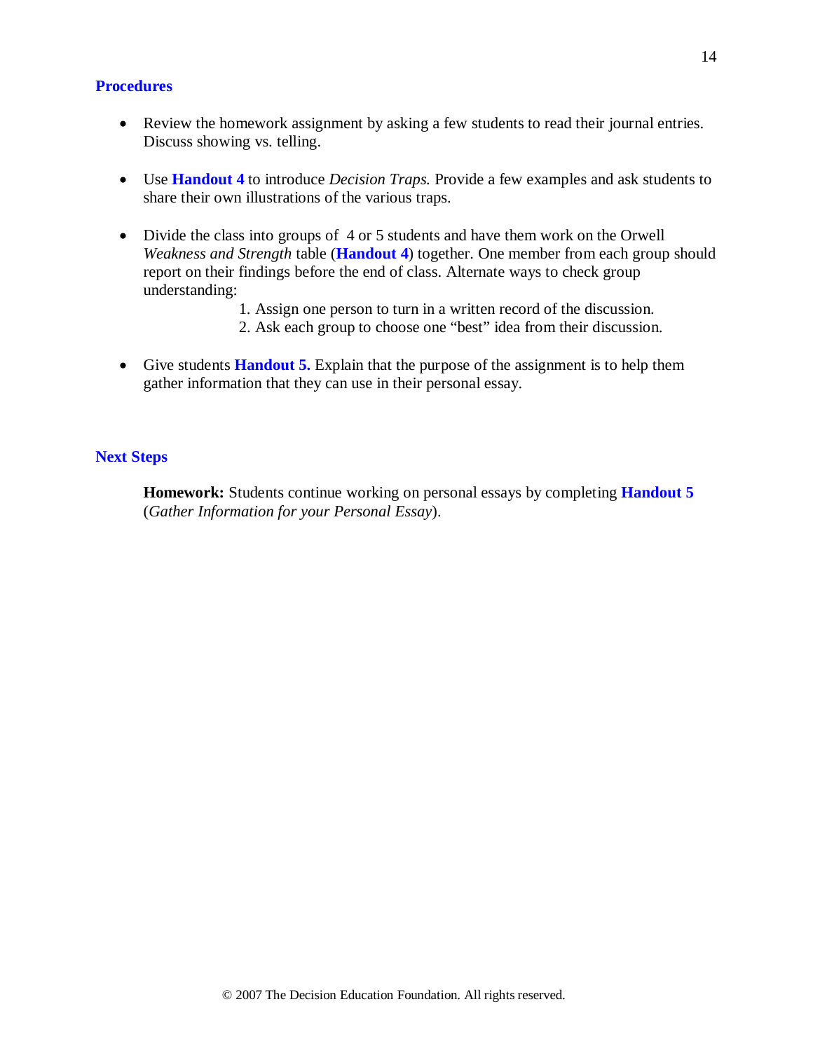## Procedures

- Review the homework assignment by asking a few students to read their journal entries. Discuss showing vs. telling.

- Use **Handout 4** to introduce *Decision Traps.* Provide a few examples and ask students to share their own illustrations of the various traps.

- Divide the class into groups of 4 or 5 students and have them work on the Orwell *Weakness and Strength* table (**Handout 4**) together. One member from each group should report on their findings before the end of class. Alternate ways to check group understanding:
    1. Assign one person to turn in a written record of the discussion.
    2. Ask each group to choose one "best" idea from their discussion.

- Give students **Handout 5.** Explain that the purpose of the assignment is to help them gather information that they can use in their personal essay.

## Next Steps

**Homework:** Students continue working on personal essays by completing **Handout 5** (*Gather Information for your Personal Essay*).

© 2007 The Decision Education Foundation. All rights reserved.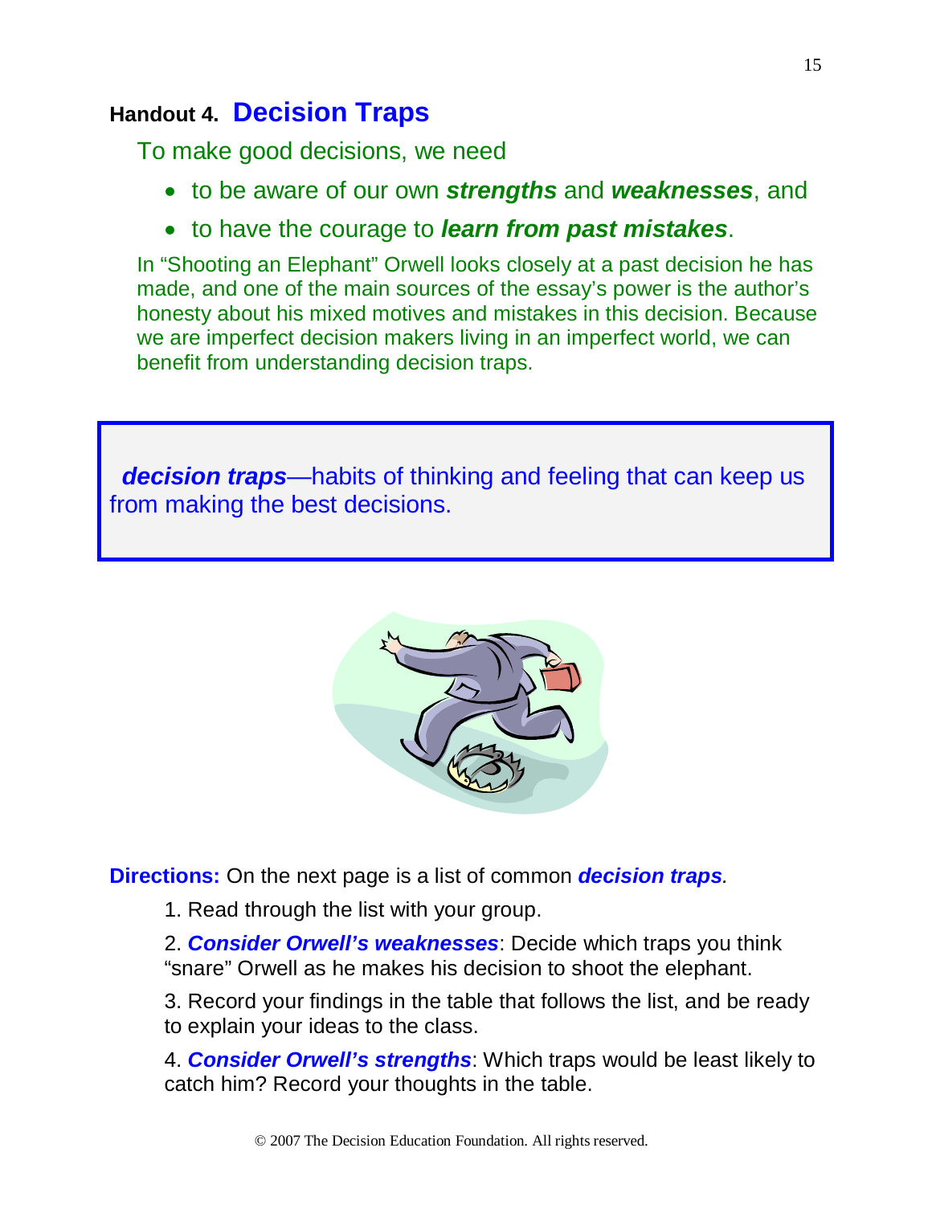## Handout 4. Decision Traps

To make good decisions, we need

- to be aware of our own ***strengths*** and ***weaknesses***, and
- to have the courage to ***learn from past mistakes***.

In "Shooting an Elephant" Orwell looks closely at a past decision he has made, and one of the main sources of the essay's power is the author's honesty about his mixed motives and mistakes in this decision. Because we are imperfect decision makers living in an imperfect world, we can benefit from understanding decision traps.

> ***decision traps***—habits of thinking and feeling that can keep us from making the best decisions.

**Directions:** On the next page is a list of common ***decision traps***.

1. Read through the list with your group.
2. ***Consider Orwell's weaknesses***: Decide which traps you think "snare" Orwell as he makes his decision to shoot the elephant.
3. Record your findings in the table that follows the list, and be ready to explain your ideas to the class.
4. ***Consider Orwell's strengths***: Which traps would be least likely to catch him? Record your thoughts in the table.

© 2007 The Decision Education Foundation. All rights reserved.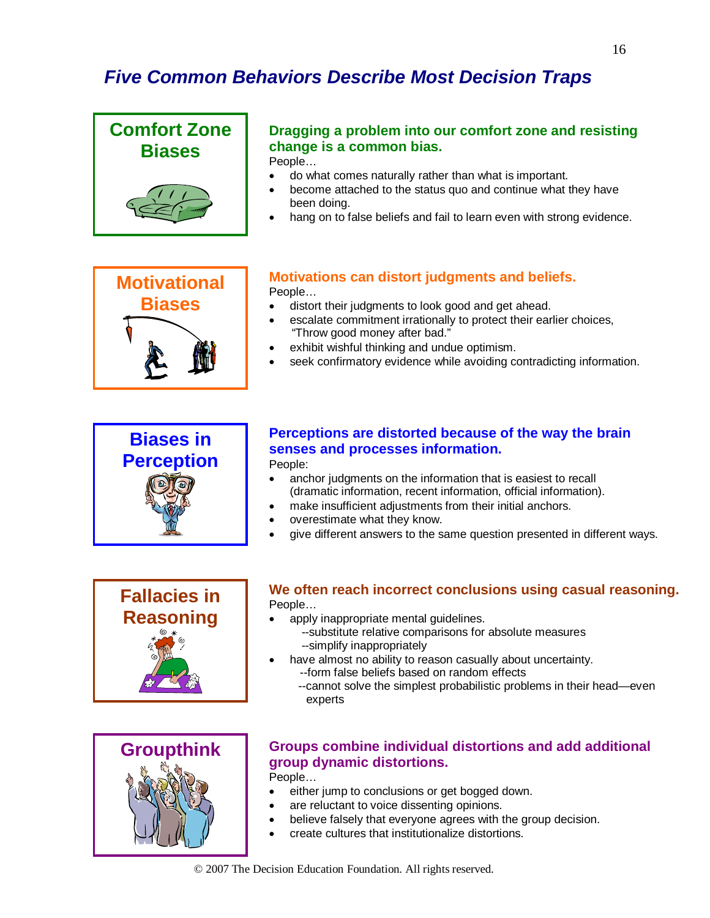# *Five Common Behaviors Describe Most Decision Traps*

## Comfort Zone Biases

**Dragging a problem into our comfort zone and resisting change is a common bias.**

People…

- do what comes naturally rather than what is important.
- become attached to the status quo and continue what they have been doing.
- hang on to false beliefs and fail to learn even with strong evidence.

## Motivational Biases

**Motivations can distort judgments and beliefs.**

People…

- distort their judgments to look good and get ahead.
- escalate commitment irrationally to protect their earlier choices, "Throw good money after bad."
- exhibit wishful thinking and undue optimism.
- seek confirmatory evidence while avoiding contradicting information.

## Biases in Perception

**Perceptions are distorted because of the way the brain senses and processes information.**

People:

- anchor judgments on the information that is easiest to recall (dramatic information, recent information, official information).
- make insufficient adjustments from their initial anchors.
- overestimate what they know.
- give different answers to the same question presented in different ways.

## Fallacies in Reasoning

**We often reach incorrect conclusions using casual reasoning.**

People…

- apply inappropriate mental guidelines.
  - --substitute relative comparisons for absolute measures
  - --simplify inappropriately
- have almost no ability to reason casually about uncertainty.
  - --form false beliefs based on random effects
  - --cannot solve the simplest probabilistic problems in their head—even experts

## Groupthink

**Groups combine individual distortions and add additional group dynamic distortions.**

People…

- either jump to conclusions or get bogged down.
- are reluctant to voice dissenting opinions.
- believe falsely that everyone agrees with the group decision.
- create cultures that institutionalize distortions.

© 2007 The Decision Education Foundation. All rights reserved.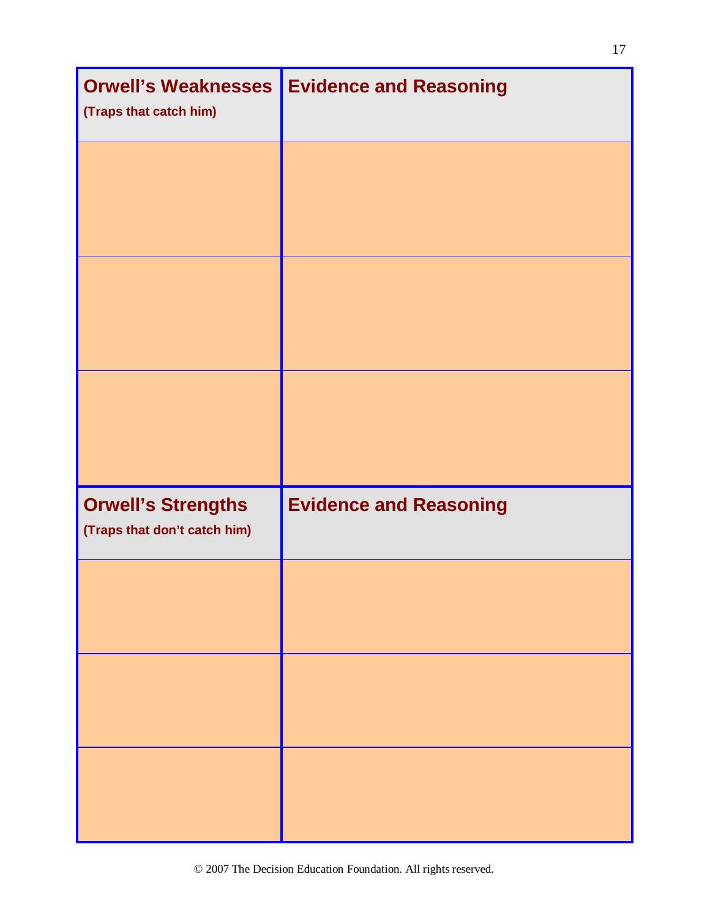| Orwell's Weaknesses (Traps that catch him) | Evidence and Reasoning |
| --- | --- |
| | |
| | |
| | |

| Orwell's Strengths (Traps that don't catch him) | Evidence and Reasoning |
| --- | --- |
| | |
| | |
| | |

© 2007 The Decision Education Foundation. All rights reserved.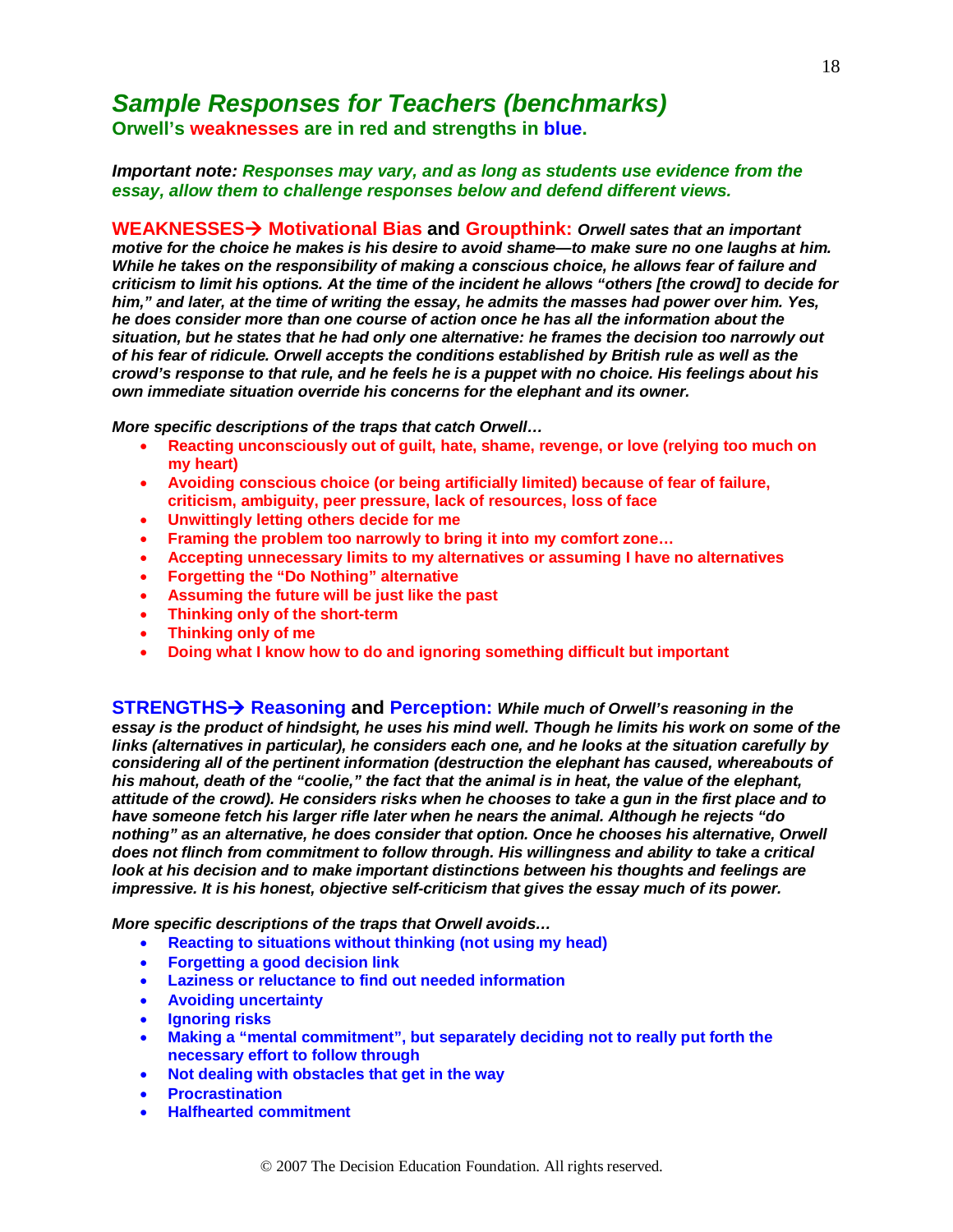## *Sample Responses for Teachers (benchmarks)*

**Orwell's weaknesses are in red and strengths in blue.**

***Important note:** Responses may vary, and as long as students use evidence from the essay, allow them to challenge responses below and defend different views.*

**WEAKNESSES→ Motivational Bias and Groupthink:** ***Orwell sates that an important motive for the choice he makes is his desire to avoid shame—to make sure no one laughs at him. While he takes on the responsibility of making a conscious choice, he allows fear of failure and criticism to limit his options. At the time of the incident he allows "others [the crowd] to decide for him," and later, at the time of writing the essay, he admits the masses had power over him. Yes, he does consider more than one course of action once he has all the information about the situation, but he states that he had only one alternative: he frames the decision too narrowly out of his fear of ridicule. Orwell accepts the conditions established by British rule as well as the crowd's response to that rule, and he feels he is a puppet with no choice. His feelings about his own immediate situation override his concerns for the elephant and its owner.***

***More specific descriptions of the traps that catch Orwell…***

- **Reacting unconsciously out of guilt, hate, shame, revenge, or love (relying too much on my heart)**
- **Avoiding conscious choice (or being artificially limited) because of fear of failure, criticism, ambiguity, peer pressure, lack of resources, loss of face**
- **Unwittingly letting others decide for me**
- **Framing the problem too narrowly to bring it into my comfort zone…**
- **Accepting unnecessary limits to my alternatives or assuming I have no alternatives**
- **Forgetting the "Do Nothing" alternative**
- **Assuming the future will be just like the past**
- **Thinking only of the short-term**
- **Thinking only of me**
- **Doing what I know how to do and ignoring something difficult but important**

**STRENGTHS→ Reasoning and Perception:** ***While much of Orwell's reasoning in the essay is the product of hindsight, he uses his mind well. Though he limits his work on some of the links (alternatives in particular), he considers each one, and he looks at the situation carefully by considering all of the pertinent information (destruction the elephant has caused, whereabouts of his mahout, death of the "coolie," the fact that the animal is in heat, the value of the elephant, attitude of the crowd). He considers risks when he chooses to take a gun in the first place and to have someone fetch his larger rifle later when he nears the animal. Although he rejects "do nothing" as an alternative, he does consider that option. Once he chooses his alternative, Orwell does not flinch from commitment to follow through. His willingness and ability to take a critical look at his decision and to make important distinctions between his thoughts and feelings are impressive. It is his honest, objective self-criticism that gives the essay much of its power.***

***More specific descriptions of the traps that Orwell avoids…***

- **Reacting to situations without thinking (not using my head)**
- **Forgetting a good decision link**
- **Laziness or reluctance to find out needed information**
- **Avoiding uncertainty**
- **Ignoring risks**
- **Making a "mental commitment", but separately deciding not to really put forth the necessary effort to follow through**
- **Not dealing with obstacles that get in the way**
- **Procrastination**
- **Halfhearted commitment**

© 2007 The Decision Education Foundation. All rights reserved.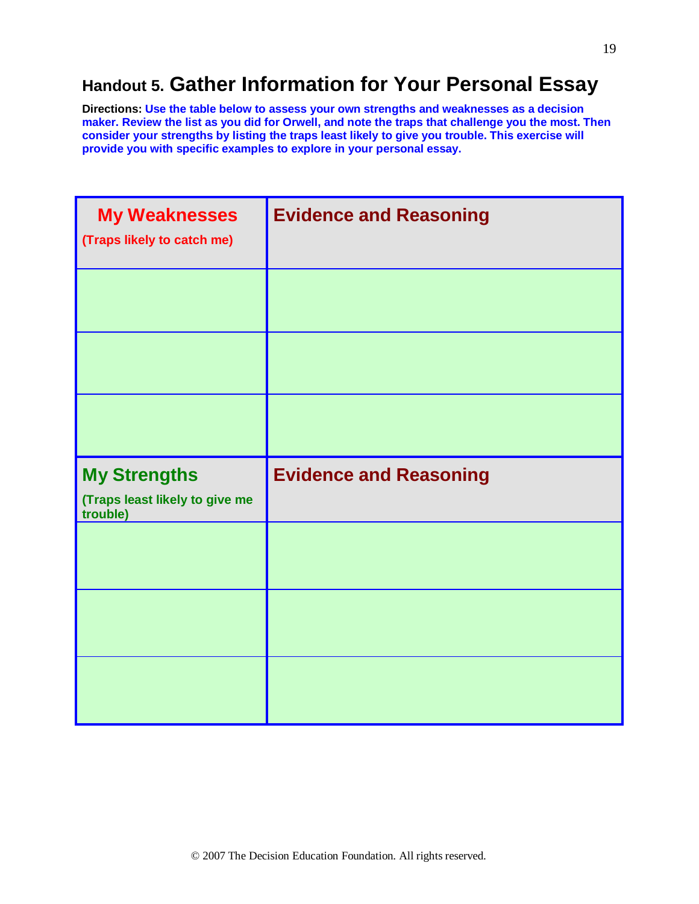# Handout 5. Gather Information for Your Personal Essay

**Directions:** **Use the table below to assess your own strengths and weaknesses as a decision maker. Review the list as you did for Orwell, and note the traps that challenge you the most. Then consider your strengths by listing the traps least likely to give you trouble. This exercise will provide you with specific examples to explore in your personal essay.**

| **My Weaknesses** (Traps likely to catch me) | **Evidence and Reasoning** |
|---|---|
| | |
| | |
| | |
| **My Strengths** (Traps least likely to give me trouble) | **Evidence and Reasoning** |
| | |
| | |
| | |

© 2007 The Decision Education Foundation. All rights reserved.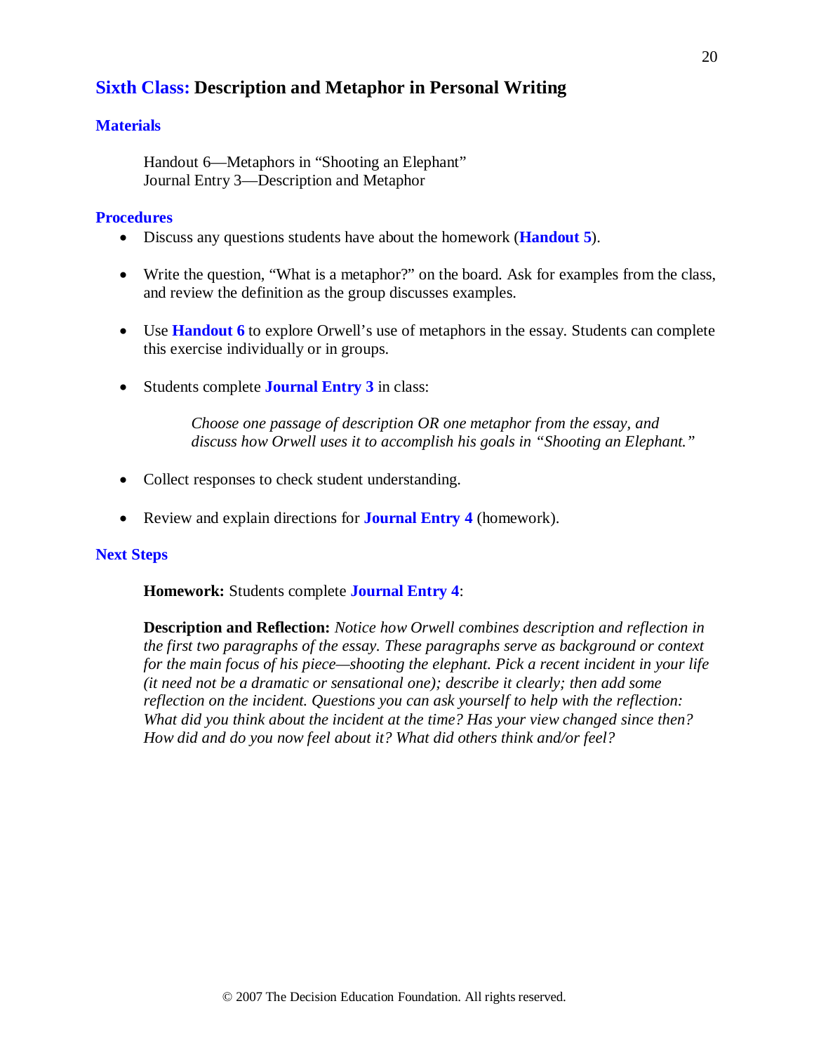## Sixth Class: Description and Metaphor in Personal Writing

### Materials

Handout 6—Metaphors in "Shooting an Elephant"
Journal Entry 3—Description and Metaphor

### Procedures

- Discuss any questions students have about the homework (**Handout 5**).

- Write the question, "What is a metaphor?" on the board. Ask for examples from the class, and review the definition as the group discusses examples.

- Use **Handout 6** to explore Orwell's use of metaphors in the essay. Students can complete this exercise individually or in groups.

- Students complete **Journal Entry 3** in class:

  *Choose one passage of description OR one metaphor from the essay, and discuss how Orwell uses it to accomplish his goals in "Shooting an Elephant."*

- Collect responses to check student understanding.

- Review and explain directions for **Journal Entry 4** (homework).

### Next Steps

**Homework:** Students complete **Journal Entry 4**:

**Description and Reflection:** *Notice how Orwell combines description and reflection in the first two paragraphs of the essay. These paragraphs serve as background or context for the main focus of his piece—shooting the elephant. Pick a recent incident in your life (it need not be a dramatic or sensational one); describe it clearly; then add some reflection on the incident. Questions you can ask yourself to help with the reflection: What did you think about the incident at the time? Has your view changed since then? How did and do you now feel about it? What did others think and/or feel?*

© 2007 The Decision Education Foundation. All rights reserved.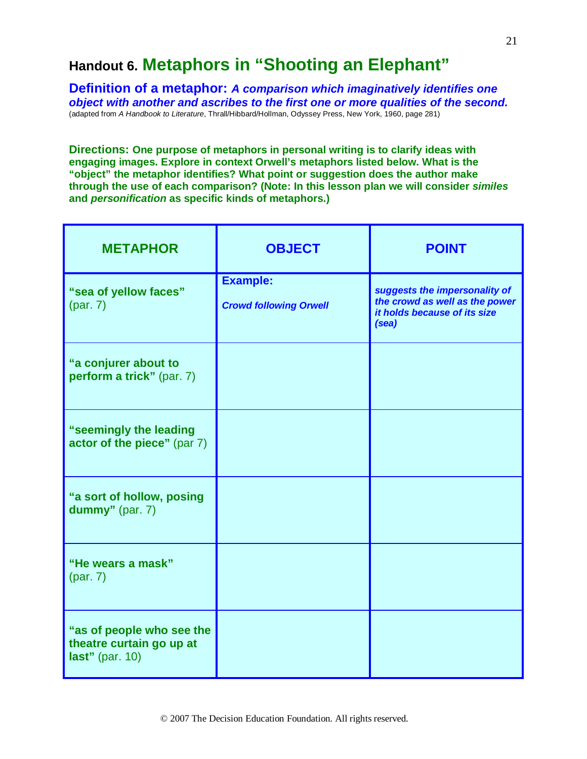# Handout 6. Metaphors in "Shooting an Elephant"

**Definition of a metaphor:** ***A comparison which imaginatively identifies one object with another and ascribes to the first one or more qualities of the second.***
(adapted from *A Handbook to Literature*, Thrall/Hibbard/Hollman, Odyssey Press, New York, 1960, page 281)

**Directions:** **One purpose of metaphors in personal writing is to clarify ideas with engaging images. Explore in context Orwell's metaphors listed below. What is the "object" the metaphor identifies? What point or suggestion does the author make through the use of each comparison? (Note: In this lesson plan we will consider *similes* and *personification* as specific kinds of metaphors.)**

| METAPHOR | OBJECT | POINT |
|---|---|---|
| **"sea of yellow faces"** (par. 7) | **Example:** ***Crowd following Orwell*** | ***suggests the impersonality of the crowd as well as the power it holds because of its size (sea)*** |
| **"a conjurer about to perform a trick"** (par. 7) | | |
| **"seemingly the leading actor of the piece"** (par 7) | | |
| **"a sort of hollow, posing dummy"** (par. 7) | | |
| **"He wears a mask"** (par. 7) | | |
| **"as of people who see the theatre curtain go up at last"** (par. 10) | | |

© 2007 The Decision Education Foundation. All rights reserved.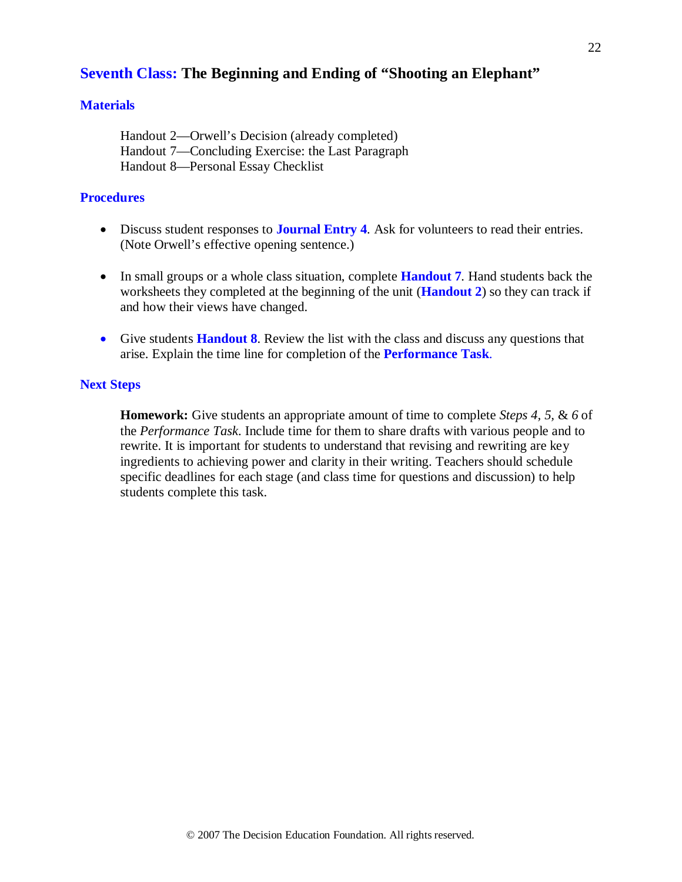## Seventh Class: The Beginning and Ending of "Shooting an Elephant"

### Materials

Handout 2—Orwell's Decision (already completed)
Handout 7—Concluding Exercise: the Last Paragraph
Handout 8—Personal Essay Checklist

### Procedures

- Discuss student responses to **Journal Entry 4**. Ask for volunteers to read their entries. (Note Orwell's effective opening sentence.)

- In small groups or a whole class situation, complete **Handout 7**. Hand students back the worksheets they completed at the beginning of the unit (**Handout 2**) so they can track if and how their views have changed.

- Give students **Handout 8**. Review the list with the class and discuss any questions that arise. Explain the time line for completion of the **Performance Task**.

### Next Steps

**Homework:** Give students an appropriate amount of time to complete *Steps 4, 5,* & *6* of the *Performance Task*. Include time for them to share drafts with various people and to rewrite. It is important for students to understand that revising and rewriting are key ingredients to achieving power and clarity in their writing. Teachers should schedule specific deadlines for each stage (and class time for questions and discussion) to help students complete this task.

© 2007 The Decision Education Foundation. All rights reserved.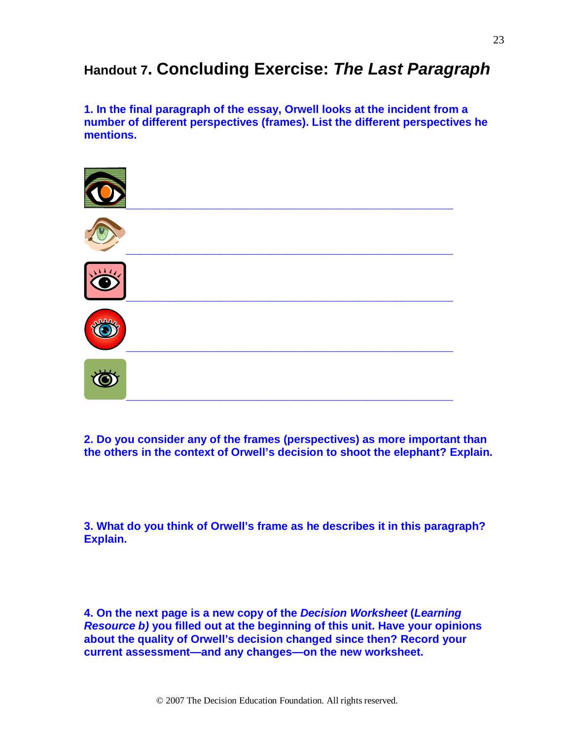# Handout 7. Concluding Exercise: *The Last Paragraph*

**1. In the final paragraph of the essay, Orwell looks at the incident from a number of different perspectives (frames). List the different perspectives he mentions.**

______________________________________________________

______________________________________________________

______________________________________________________

______________________________________________________

______________________________________________________

**2. Do you consider any of the frames (perspectives) as more important than the others in the context of Orwell's decision to shoot the elephant? Explain.**

**3. What do you think of Orwell's frame as he describes it in this paragraph? Explain.**

**4. On the next page is a new copy of the *Decision Worksheet* (*Learning Resource b)* you filled out at the beginning of this unit. Have your opinions about the quality of Orwell's decision changed since then? Record your current assessment—and any changes—on the new worksheet.**

© 2007 The Decision Education Foundation. All rights reserved.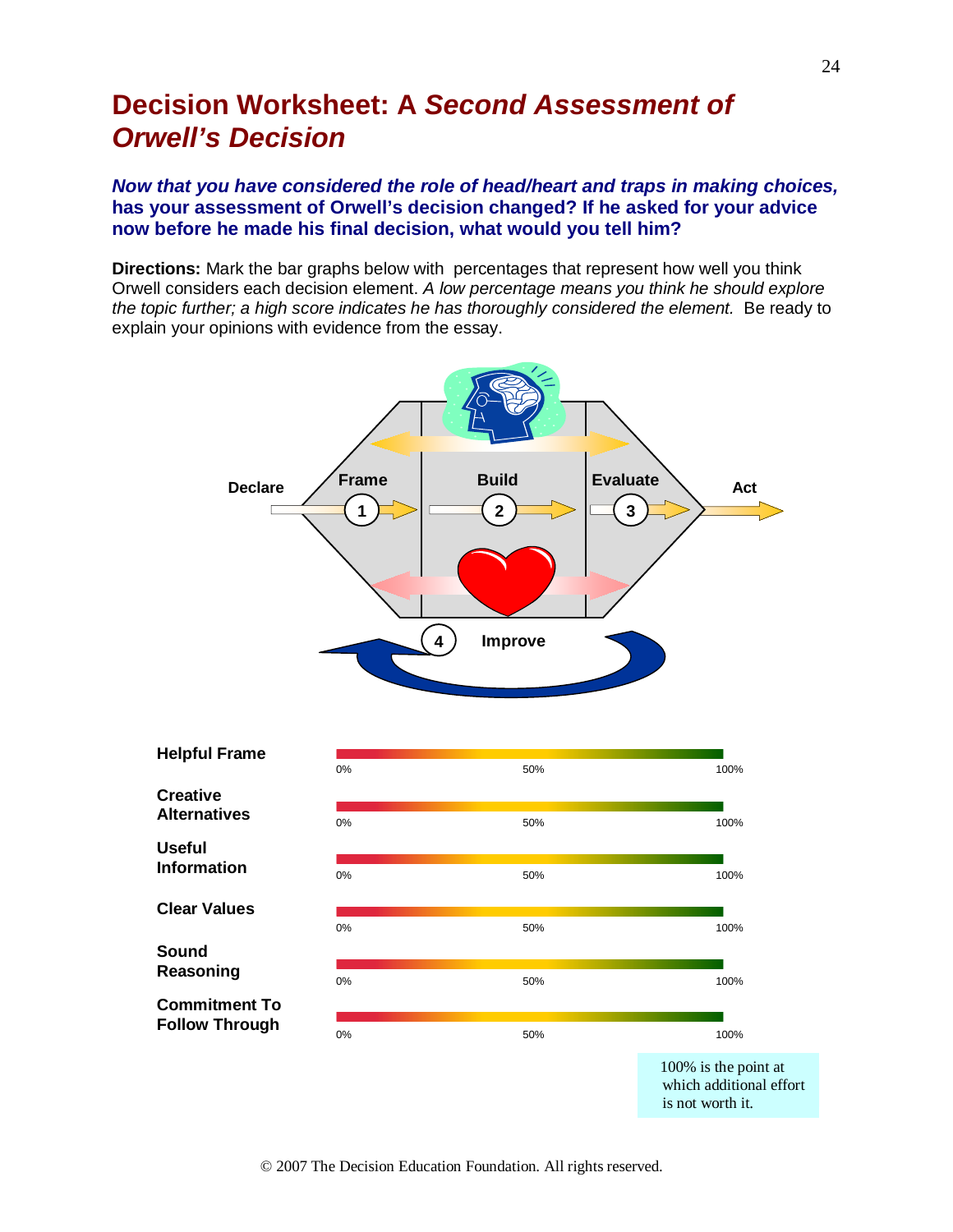# Decision Worksheet: A *Second Assessment of Orwell's Decision*

***Now that you have considered the role of head/heart and traps in making choices,* has your assessment of Orwell's decision changed? If he asked for your advice now before he made his final decision, what would you tell him?**

**Directions:** Mark the bar graphs below with percentages that represent how well you think Orwell considers each decision element. *A low percentage means you think he should explore the topic further; a high score indicates he has thoroughly considered the element.* Be ready to explain your opinions with evidence from the essay.

Declare — Frame (1) — Build (2) — Evaluate (3) — Act

4 Improve

**Helpful Frame** 0% 50% 100%

**Creative Alternatives** 0% 50% 100%

**Useful Information** 0% 50% 100%

**Clear Values** 0% 50% 100%

**Sound Reasoning** 0% 50% 100%

**Commitment To Follow Through** 0% 50% 100%

100% is the point at which additional effort is not worth it.

© 2007 The Decision Education Foundation. All rights reserved.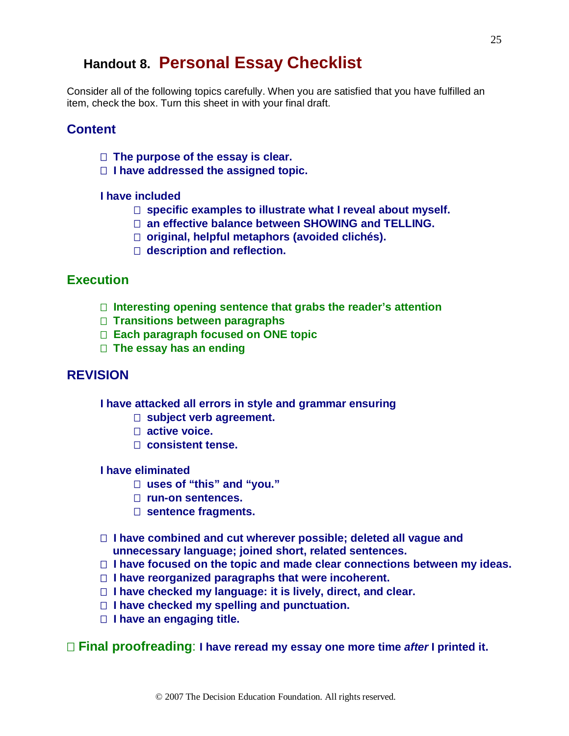# Handout 8. Personal Essay Checklist

Consider all of the following topics carefully. When you are satisfied that you have fulfilled an item, check the box. Turn this sheet in with your final draft.

## Content

- ☐ **The purpose of the essay is clear.**
- ☐ **I have addressed the assigned topic.**

**I have included**

- ☐ **specific examples to illustrate what I reveal about myself.**
- ☐ **an effective balance between SHOWING and TELLING.**
- ☐ **original, helpful metaphors (avoided clichés).**
- ☐ **description and reflection.**

## Execution

- ☐ **Interesting opening sentence that grabs the reader's attention**
- ☐ **Transitions between paragraphs**
- ☐ **Each paragraph focused on ONE topic**
- ☐ **The essay has an ending**

## REVISION

**I have attacked all errors in style and grammar ensuring**

- ☐ **subject verb agreement.**
- ☐ **active voice.**
- ☐ **consistent tense.**

**I have eliminated**

- ☐ **uses of "this" and "you."**
- ☐ **run-on sentences.**
- ☐ **sentence fragments.**

- ☐ **I have combined and cut wherever possible; deleted all vague and unnecessary language; joined short, related sentences.**
- ☐ **I have focused on the topic and made clear connections between my ideas.**
- ☐ **I have reorganized paragraphs that were incoherent.**
- ☐ **I have checked my language: it is lively, direct, and clear.**
- ☐ **I have checked my spelling and punctuation.**
- ☐ **I have an engaging title.**

☐ **Final proofreading**: **I have reread my essay one more time *after* I printed it.**

© 2007 The Decision Education Foundation. All rights reserved.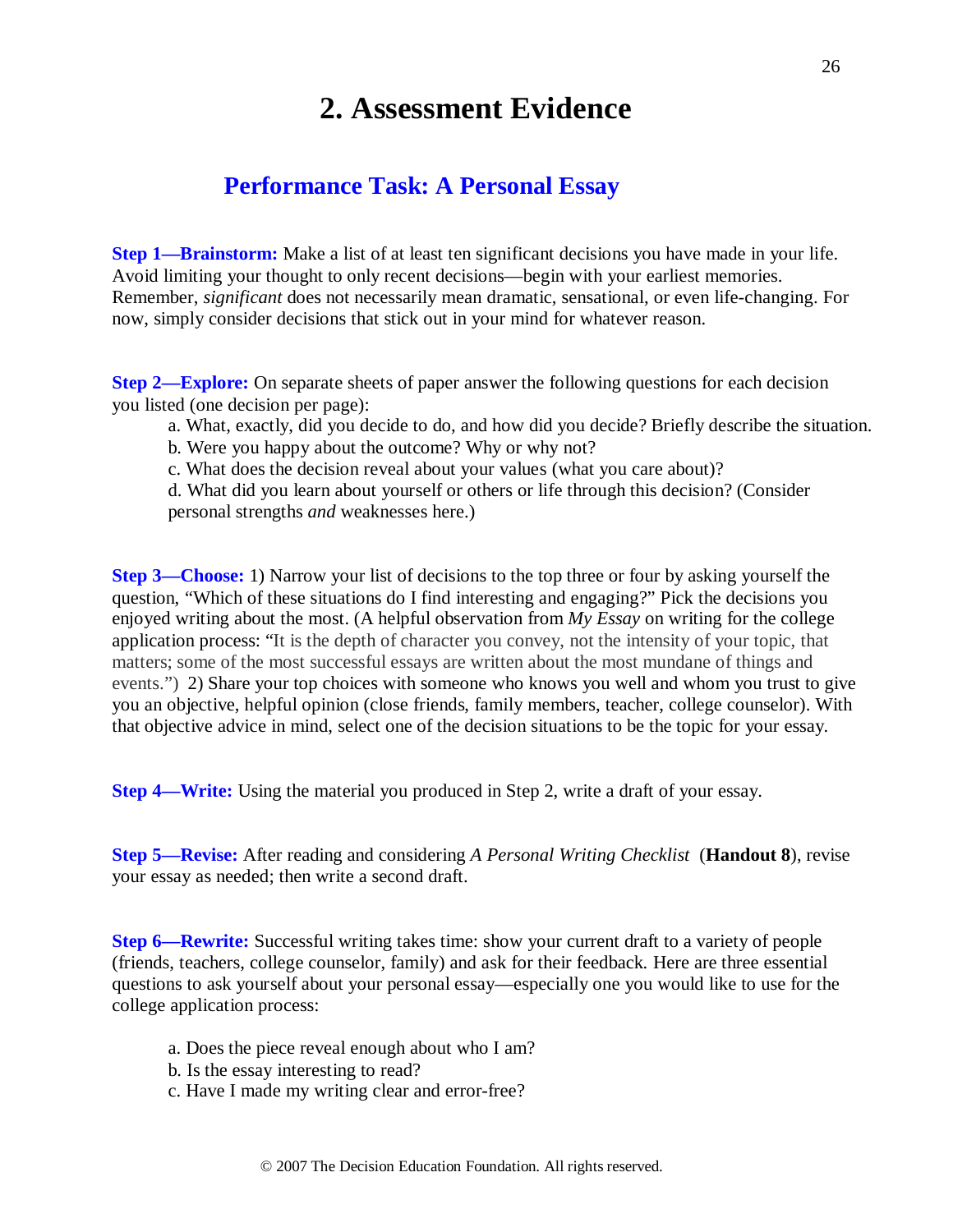# 2. Assessment Evidence

## Performance Task: A Personal Essay

**Step 1—Brainstorm:** Make a list of at least ten significant decisions you have made in your life. Avoid limiting your thought to only recent decisions—begin with your earliest memories. Remember, *significant* does not necessarily mean dramatic, sensational, or even life-changing. For now, simply consider decisions that stick out in your mind for whatever reason.

**Step 2—Explore:** On separate sheets of paper answer the following questions for each decision you listed (one decision per page):

a. What, exactly, did you decide to do, and how did you decide? Briefly describe the situation.
b. Were you happy about the outcome? Why or why not?
c. What does the decision reveal about your values (what you care about)?
d. What did you learn about yourself or others or life through this decision? (Consider personal strengths *and* weaknesses here.)

**Step 3—Choose:** 1) Narrow your list of decisions to the top three or four by asking yourself the question, "Which of these situations do I find interesting and engaging?" Pick the decisions you enjoyed writing about the most. (A helpful observation from *My Essay* on writing for the college application process: "It is the depth of character you convey, not the intensity of your topic, that matters; some of the most successful essays are written about the most mundane of things and events.") 2) Share your top choices with someone who knows you well and whom you trust to give you an objective, helpful opinion (close friends, family members, teacher, college counselor). With that objective advice in mind, select one of the decision situations to be the topic for your essay.

**Step 4—Write:** Using the material you produced in Step 2, write a draft of your essay.

**Step 5—Revise:** After reading and considering *A Personal Writing Checklist* (**Handout 8**), revise your essay as needed; then write a second draft.

**Step 6—Rewrite:** Successful writing takes time: show your current draft to a variety of people (friends, teachers, college counselor, family) and ask for their feedback. Here are three essential questions to ask yourself about your personal essay—especially one you would like to use for the college application process:

a. Does the piece reveal enough about who I am?
b. Is the essay interesting to read?
c. Have I made my writing clear and error-free?

© 2007 The Decision Education Foundation. All rights reserved.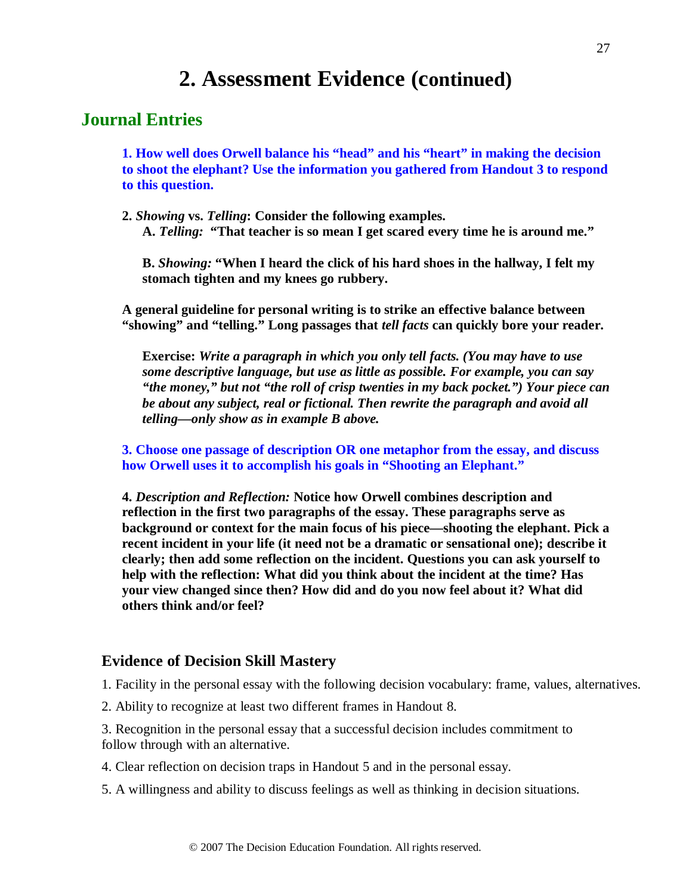# 2. Assessment Evidence (continued)

## Journal Entries

**1. How well does Orwell balance his "head" and his "heart" in making the decision to shoot the elephant? Use the information you gathered from Handout 3 to respond to this question.**

**2. *Showing* vs. *Telling*: Consider the following examples.**

**A. *Telling:* "That teacher is so mean I get scared every time he is around me."**

**B. *Showing:* "When I heard the click of his hard shoes in the hallway, I felt my stomach tighten and my knees go rubbery.**

**A general guideline for personal writing is to strike an effective balance between "showing" and "telling." Long passages that *tell facts* can quickly bore your reader.**

**Exercise:** ***Write a paragraph in which you only tell facts. (You may have to use some descriptive language, but use as little as possible. For example, you can say "the money," but not "the roll of crisp twenties in my back pocket.") Your piece can be about any subject, real or fictional. Then rewrite the paragraph and avoid all telling—only show as in example B above.***

**3. Choose one passage of description OR one metaphor from the essay, and discuss how Orwell uses it to accomplish his goals in "Shooting an Elephant."**

**4. *Description and Reflection:* Notice how Orwell combines description and reflection in the first two paragraphs of the essay. These paragraphs serve as background or context for the main focus of his piece—shooting the elephant. Pick a recent incident in your life (it need not be a dramatic or sensational one); describe it clearly; then add some reflection on the incident. Questions you can ask yourself to help with the reflection: What did you think about the incident at the time? Has your view changed since then? How did and do you now feel about it? What did others think and/or feel?**

### Evidence of Decision Skill Mastery

1. Facility in the personal essay with the following decision vocabulary: frame, values, alternatives.

2. Ability to recognize at least two different frames in Handout 8.

3. Recognition in the personal essay that a successful decision includes commitment to follow through with an alternative.

4. Clear reflection on decision traps in Handout 5 and in the personal essay.

5. A willingness and ability to discuss feelings as well as thinking in decision situations.

© 2007 The Decision Education Foundation. All rights reserved.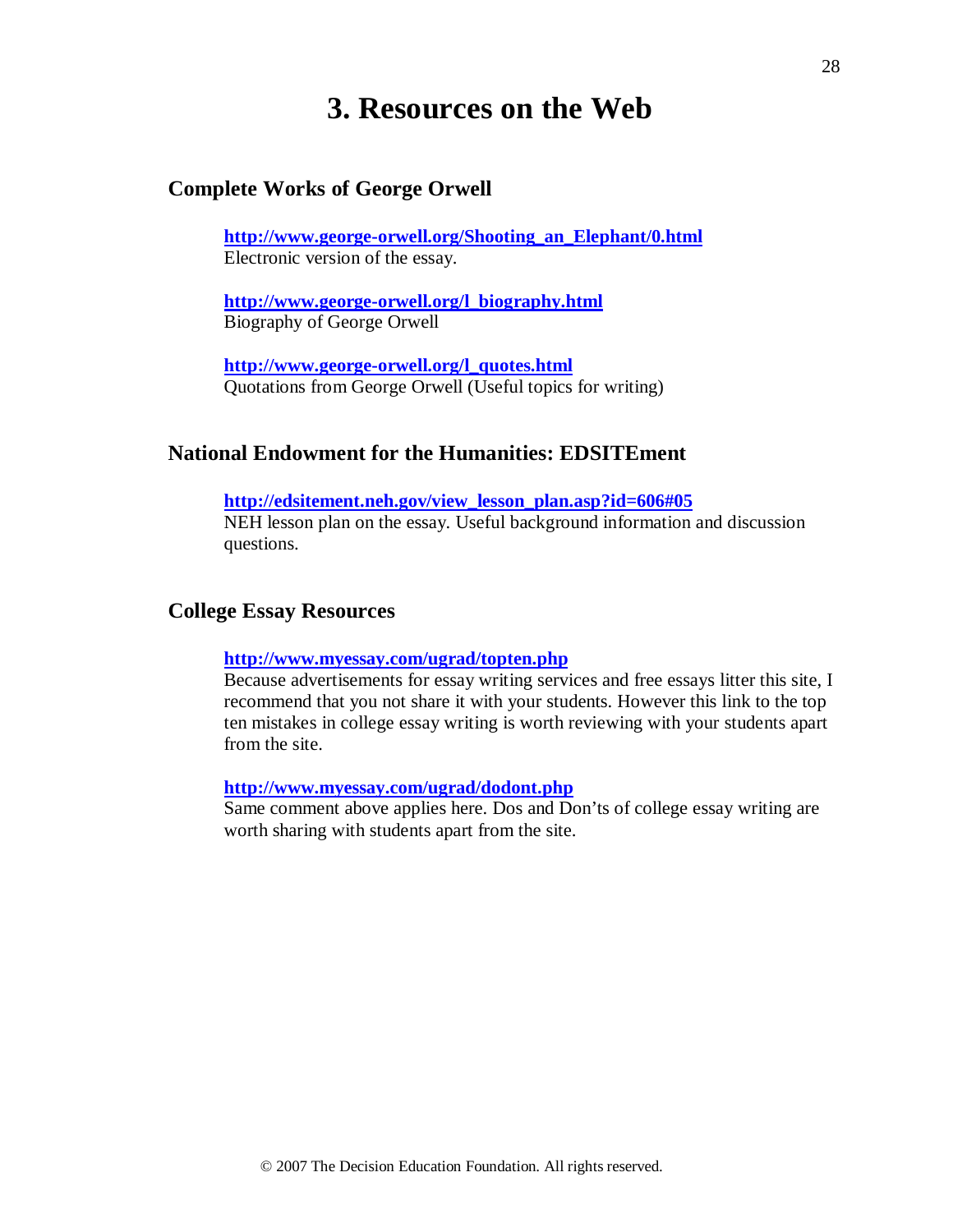# 3. Resources on the Web

## Complete Works of George Orwell

**http://www.george-orwell.org/Shooting_an_Elephant/0.html**
Electronic version of the essay.

**http://www.george-orwell.org/l_biography.html**
Biography of George Orwell

**http://www.george-orwell.org/l_quotes.html**
Quotations from George Orwell (Useful topics for writing)

## National Endowment for the Humanities: EDSITEment

**http://edsitement.neh.gov/view_lesson_plan.asp?id=606#05**
NEH lesson plan on the essay. Useful background information and discussion questions.

## College Essay Resources

**http://www.myessay.com/ugrad/topten.php**
Because advertisements for essay writing services and free essays litter this site, I recommend that you not share it with your students. However this link to the top ten mistakes in college essay writing is worth reviewing with your students apart from the site.

**http://www.myessay.com/ugrad/dodont.php**
Same comment above applies here. Dos and Don'ts of college essay writing are worth sharing with students apart from the site.

© 2007 The Decision Education Foundation. All rights reserved.